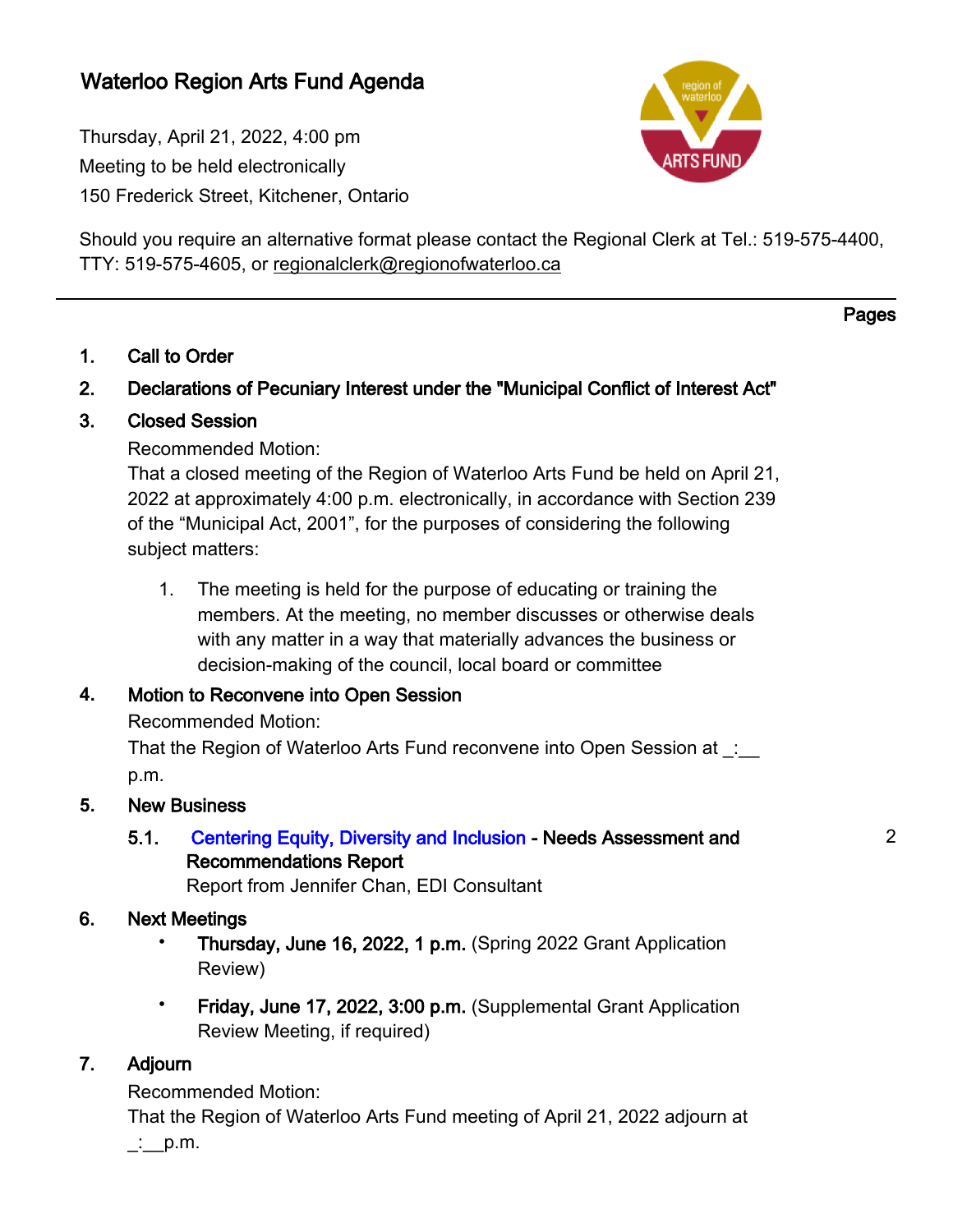# Waterloo Region Arts Fund Agenda

Thursday, April 21, 2022, 4:00 pm
Meeting to be held electronically
150 Frederick Street, Kitchener, Ontario

Should you require an alternative format please contact the Regional Clerk at Tel.: 519-575-4400, TTY: 519-575-4605, or regionalclerk@regionofwaterloo.ca

---

**Pages**

1. **Call to Order**

2. **Declarations of Pecuniary Interest under the "Municipal Conflict of Interest Act"**

3. **Closed Session**

   Recommended Motion:

   That a closed meeting of the Region of Waterloo Arts Fund be held on April 21, 2022 at approximately 4:00 p.m. electronically, in accordance with Section 239 of the "Municipal Act, 2001", for the purposes of considering the following subject matters:

   1. The meeting is held for the purpose of educating or training the members. At the meeting, no member discusses or otherwise deals with any matter in a way that materially advances the business or decision-making of the council, local board or committee

4. **Motion to Reconvene into Open Session**

   Recommended Motion:

   That the Region of Waterloo Arts Fund reconvene into Open Session at _:__ p.m.

5. **New Business**

   5.1. Centering Equity, Diversity and Inclusion **- Needs Assessment and Recommendations Report** — 2

   Report from Jennifer Chan, EDI Consultant

6. **Next Meetings**

   - **Thursday, June 16, 2022, 1 p.m.** (Spring 2022 Grant Application Review)
   - **Friday, June 17, 2022, 3:00 p.m.** (Supplemental Grant Application Review Meeting, if required)

7. **Adjourn**

   Recommended Motion:

   That the Region of Waterloo Arts Fund meeting of April 21, 2022 adjourn at _:__p.m.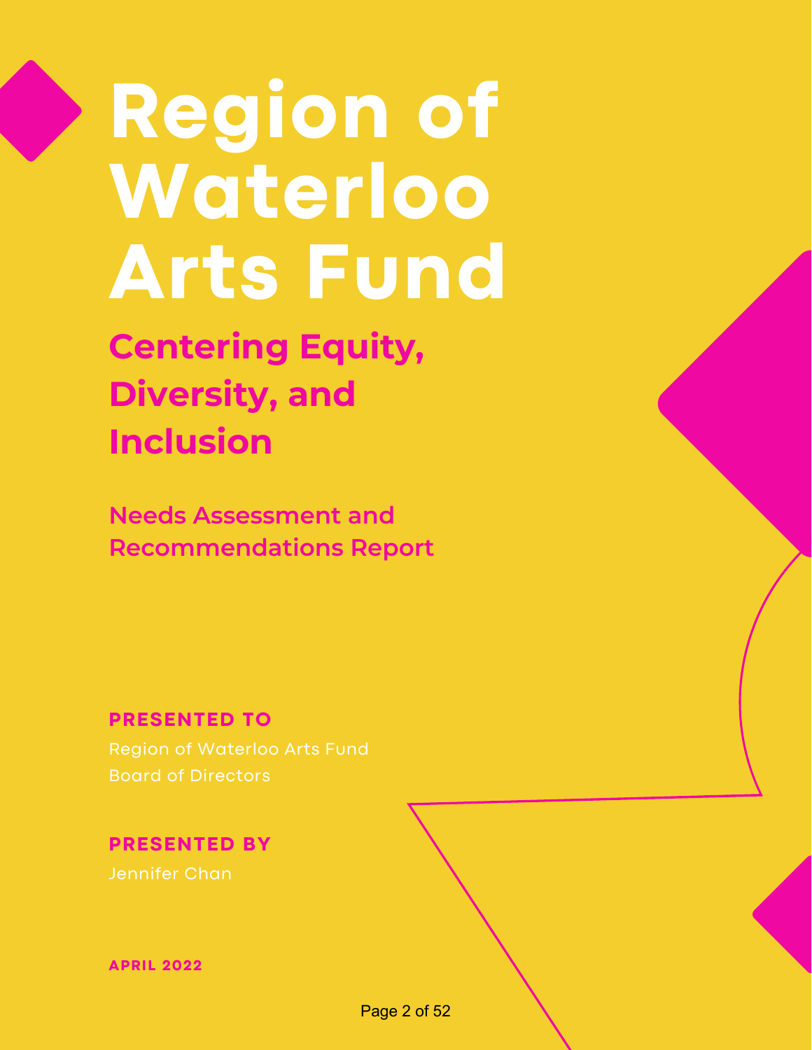# Region of Waterloo Arts Fund

## Centering Equity, Diversity, and Inclusion

### Needs Assessment and Recommendations Report

**PRESENTED TO**

Region of Waterloo Arts Fund
Board of Directors

**PRESENTED BY**

Jennifer Chan

**APRIL 2022**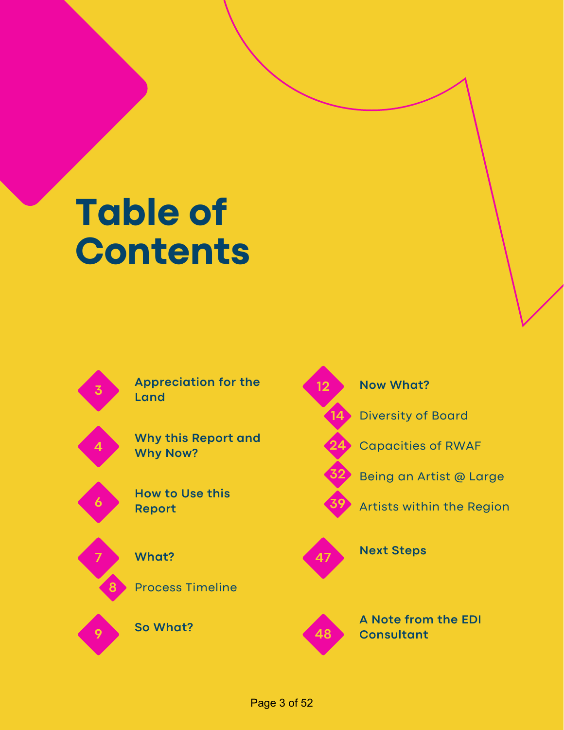# Table of Contents

- 3 — **Appreciation for the Land**
- 4 — **Why this Report and Why Now?**
- 6 — **How to Use this Report**
- 7 — **What?**
  - 8 — Process Timeline
- 9 — **So What?**
- 12 — **Now What?**
  - 14 — Diversity of Board
  - 24 — Capacities of RWAF
  - 32 — Being an Artist @ Large
  - 39 — Artists within the Region
- 47 — **Next Steps**
- 48 — **A Note from the EDI Consultant**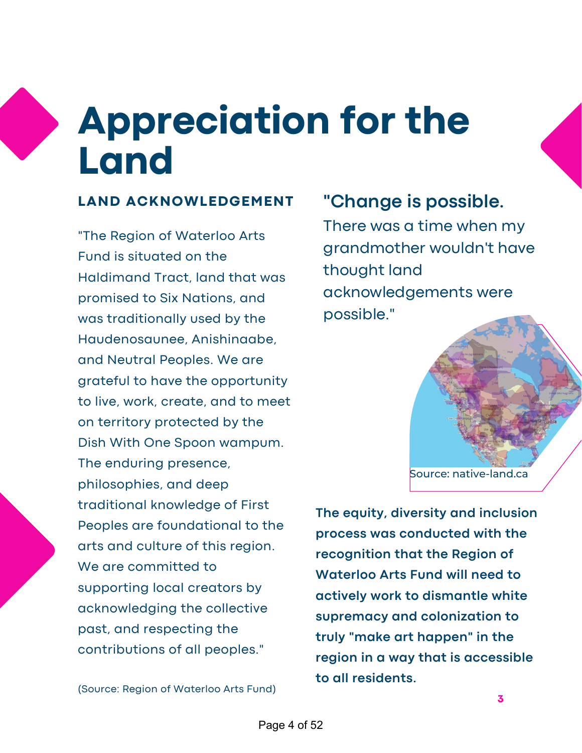# Appreciation for the Land

## LAND ACKNOWLEDGEMENT

"The Region of Waterloo Arts Fund is situated on the Haldimand Tract, land that was promised to Six Nations, and was traditionally used by the Haudenosaunee, Anishinaabe, and Neutral Peoples. We are grateful to have the opportunity to live, work, create, and to meet on territory protected by the Dish With One Spoon wampum. The enduring presence, philosophies, and deep traditional knowledge of First Peoples are foundational to the arts and culture of this region. We are committed to supporting local creators by acknowledging the collective past, and respecting the contributions of all peoples."

(Source: Region of Waterloo Arts Fund)

### "Change is possible.

There was a time when my grandmother wouldn't have thought land acknowledgements were possible."

Source: native-land.ca

**The equity, diversity and inclusion process was conducted with the recognition that the Region of Waterloo Arts Fund will need to actively work to dismantle white supremacy and colonization to truly "make art happen" in the region in a way that is accessible to all residents.**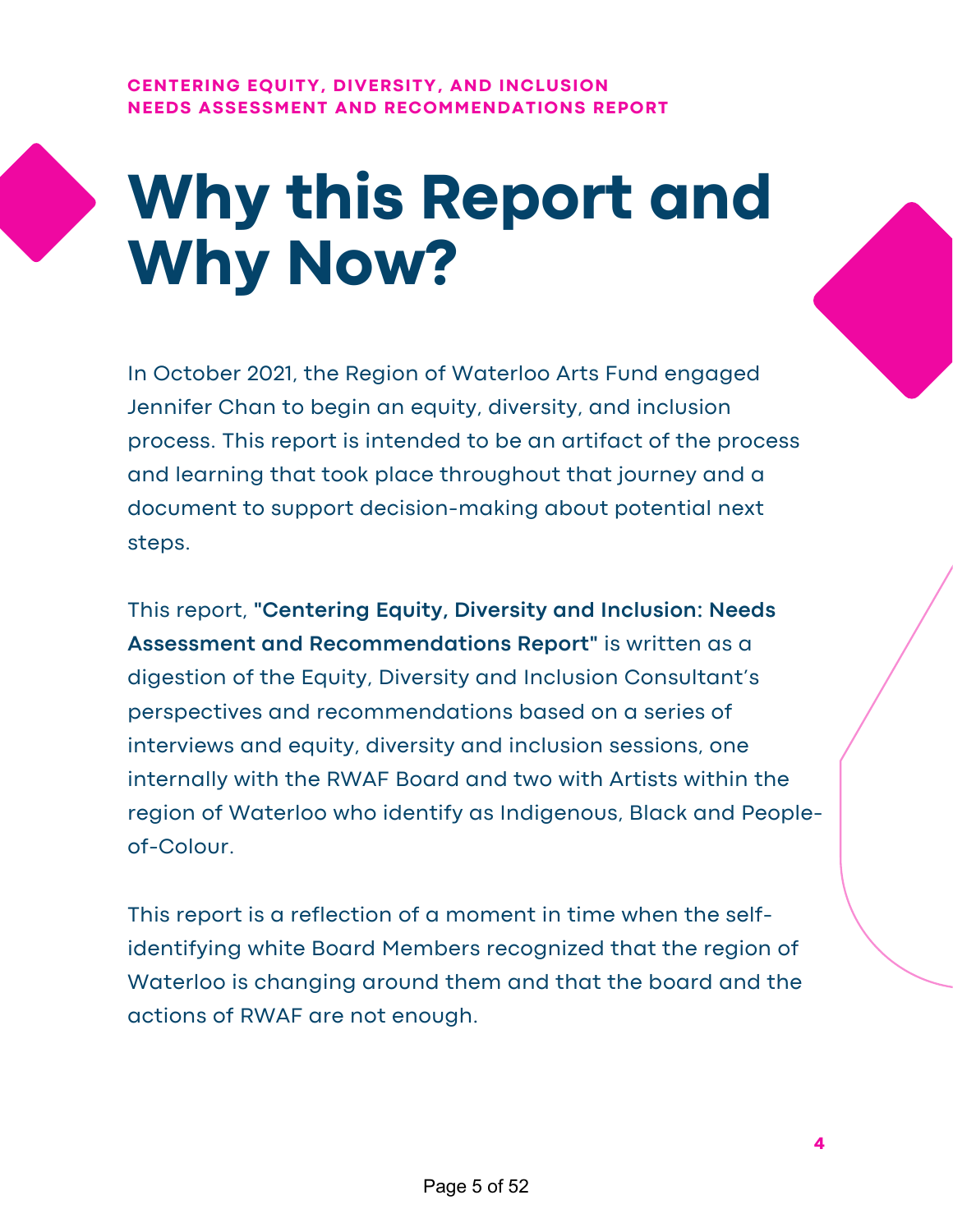# Why this Report and Why Now?

In October 2021, the Region of Waterloo Arts Fund engaged Jennifer Chan to begin an equity, diversity, and inclusion process. This report is intended to be an artifact of the process and learning that took place throughout that journey and a document to support decision-making about potential next steps.

This report, **"Centering Equity, Diversity and Inclusion: Needs Assessment and Recommendations Report"** is written as a digestion of the Equity, Diversity and Inclusion Consultant's perspectives and recommendations based on a series of interviews and equity, diversity and inclusion sessions, one internally with the RWAF Board and two with Artists within the region of Waterloo who identify as Indigenous, Black and People-of-Colour.

This report is a reflection of a moment in time when the self-identifying white Board Members recognized that the region of Waterloo is changing around them and that the board and the actions of RWAF are not enough.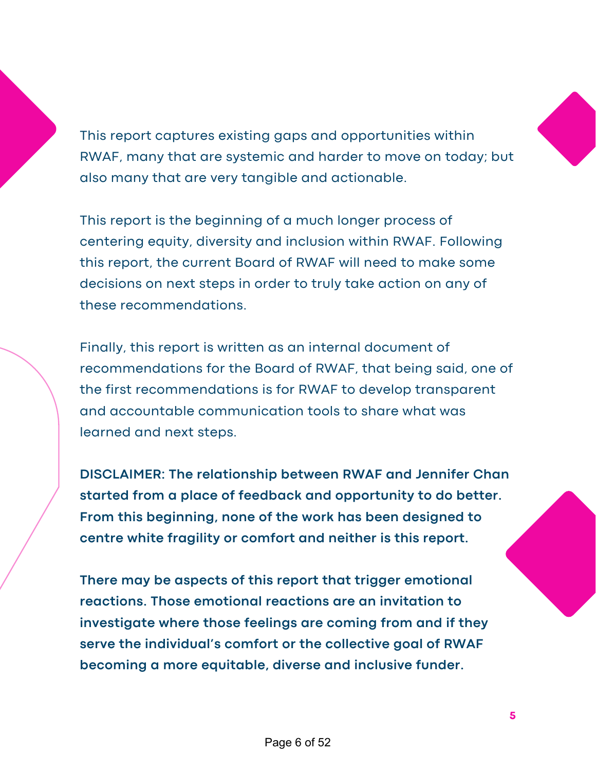This report captures existing gaps and opportunities within RWAF, many that are systemic and harder to move on today; but also many that are very tangible and actionable.

This report is the beginning of a much longer process of centering equity, diversity and inclusion within RWAF. Following this report, the current Board of RWAF will need to make some decisions on next steps in order to truly take action on any of these recommendations.

Finally, this report is written as an internal document of recommendations for the Board of RWAF, that being said, one of the first recommendations is for RWAF to develop transparent and accountable communication tools to share what was learned and next steps.

**DISCLAIMER: The relationship between RWAF and Jennifer Chan started from a place of feedback and opportunity to do better. From this beginning, none of the work has been designed to centre white fragility or comfort and neither is this report.**

**There may be aspects of this report that trigger emotional reactions. Those emotional reactions are an invitation to investigate where those feelings are coming from and if they serve the individual's comfort or the collective goal of RWAF becoming a more equitable, diverse and inclusive funder.**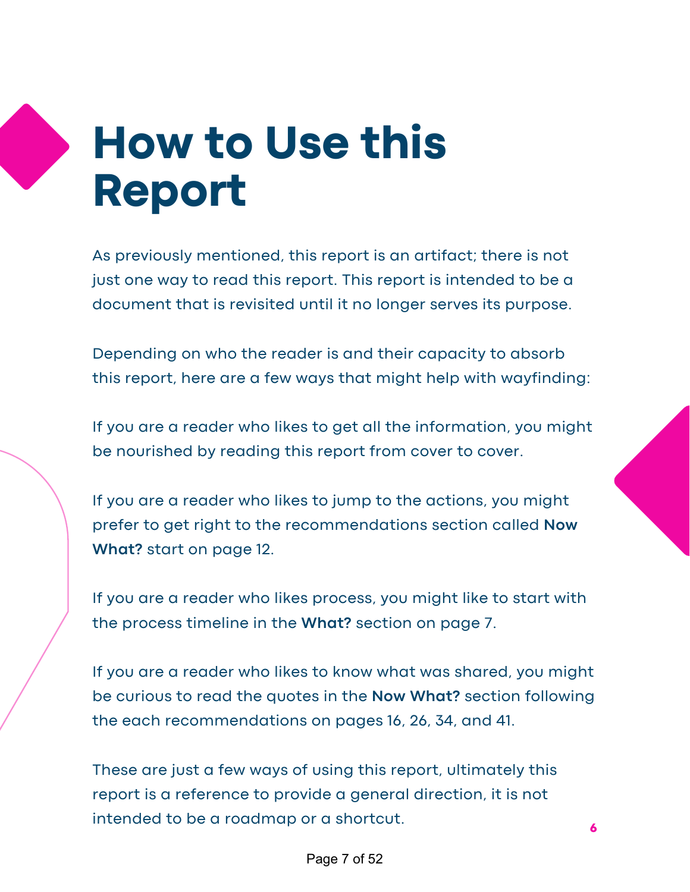# How to Use this Report

As previously mentioned, this report is an artifact; there is not just one way to read this report. This report is intended to be a document that is revisited until it no longer serves its purpose.

Depending on who the reader is and their capacity to absorb this report, here are a few ways that might help with wayfinding:

If you are a reader who likes to get all the information, you might be nourished by reading this report from cover to cover.

If you are a reader who likes to jump to the actions, you might prefer to get right to the recommendations section called **Now What?** start on page 12.

If you are a reader who likes process, you might like to start with the process timeline in the **What?** section on page 7.

If you are a reader who likes to know what was shared, you might be curious to read the quotes in the **Now What?** section following the each recommendations on pages 16, 26, 34, and 41.

These are just a few ways of using this report, ultimately this report is a reference to provide a general direction, it is not intended to be a roadmap or a shortcut.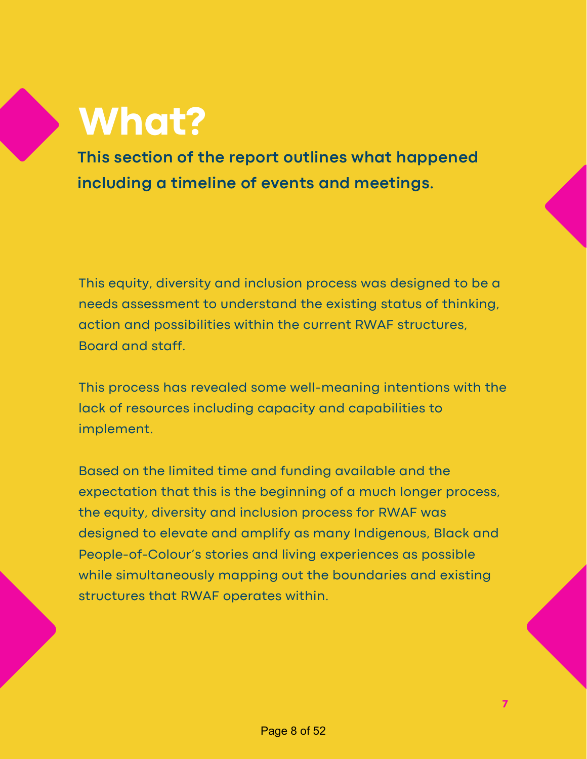# What?

**This section of the report outlines what happened including a timeline of events and meetings.**

This equity, diversity and inclusion process was designed to be a needs assessment to understand the existing status of thinking, action and possibilities within the current RWAF structures, Board and staff.

This process has revealed some well-meaning intentions with the lack of resources including capacity and capabilities to implement.

Based on the limited time and funding available and the expectation that this is the beginning of a much longer process, the equity, diversity and inclusion process for RWAF was designed to elevate and amplify as many Indigenous, Black and People-of-Colour's stories and living experiences as possible while simultaneously mapping out the boundaries and existing structures that RWAF operates within.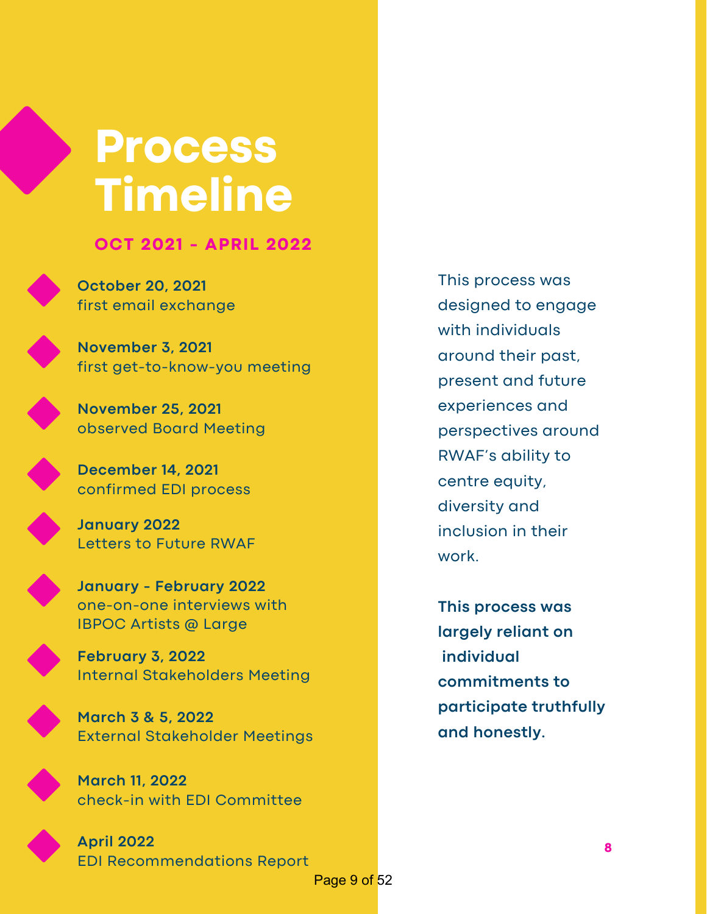# Process Timeline

**OCT 2021 - APRIL 2022**

- **October 20, 2021**
  first email exchange
- **November 3, 2021**
  first get-to-know-you meeting
- **November 25, 2021**
  observed Board Meeting
- **December 14, 2021**
  confirmed EDI process
- **January 2022**
  Letters to Future RWAF
- **January - February 2022**
  one-on-one interviews with IBPOC Artists @ Large
- **February 3, 2022**
  Internal Stakeholders Meeting
- **March 3 & 5, 2022**
  External Stakeholder Meetings
- **March 11, 2022**
  check-in with EDI Committee
- **April 2022**
  EDI Recommendations Report

This process was designed to engage with individuals around their past, present and future experiences and perspectives around RWAF's ability to centre equity, diversity and inclusion in their work.

**This process was largely reliant on individual commitments to participate truthfully and honestly.**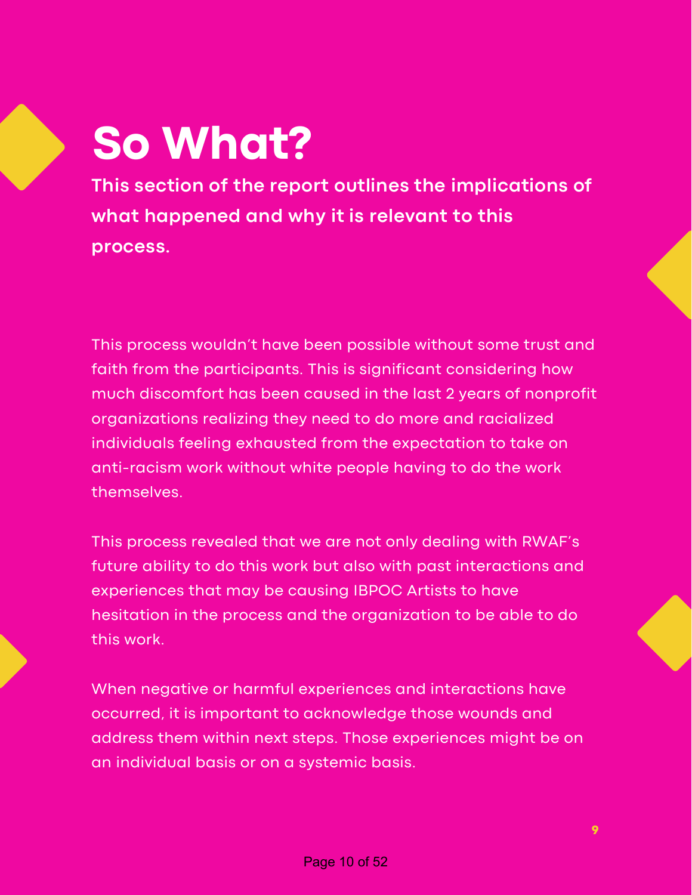# So What?

**This section of the report outlines the implications of what happened and why it is relevant to this process.**

This process wouldn't have been possible without some trust and faith from the participants. This is significant considering how much discomfort has been caused in the last 2 years of nonprofit organizations realizing they need to do more and racialized individuals feeling exhausted from the expectation to take on anti-racism work without white people having to do the work themselves.

This process revealed that we are not only dealing with RWAF's future ability to do this work but also with past interactions and experiences that may be causing IBPOC Artists to have hesitation in the process and the organization to be able to do this work.

When negative or harmful experiences and interactions have occurred, it is important to acknowledge those wounds and address them within next steps. Those experiences might be on an individual basis or on a systemic basis.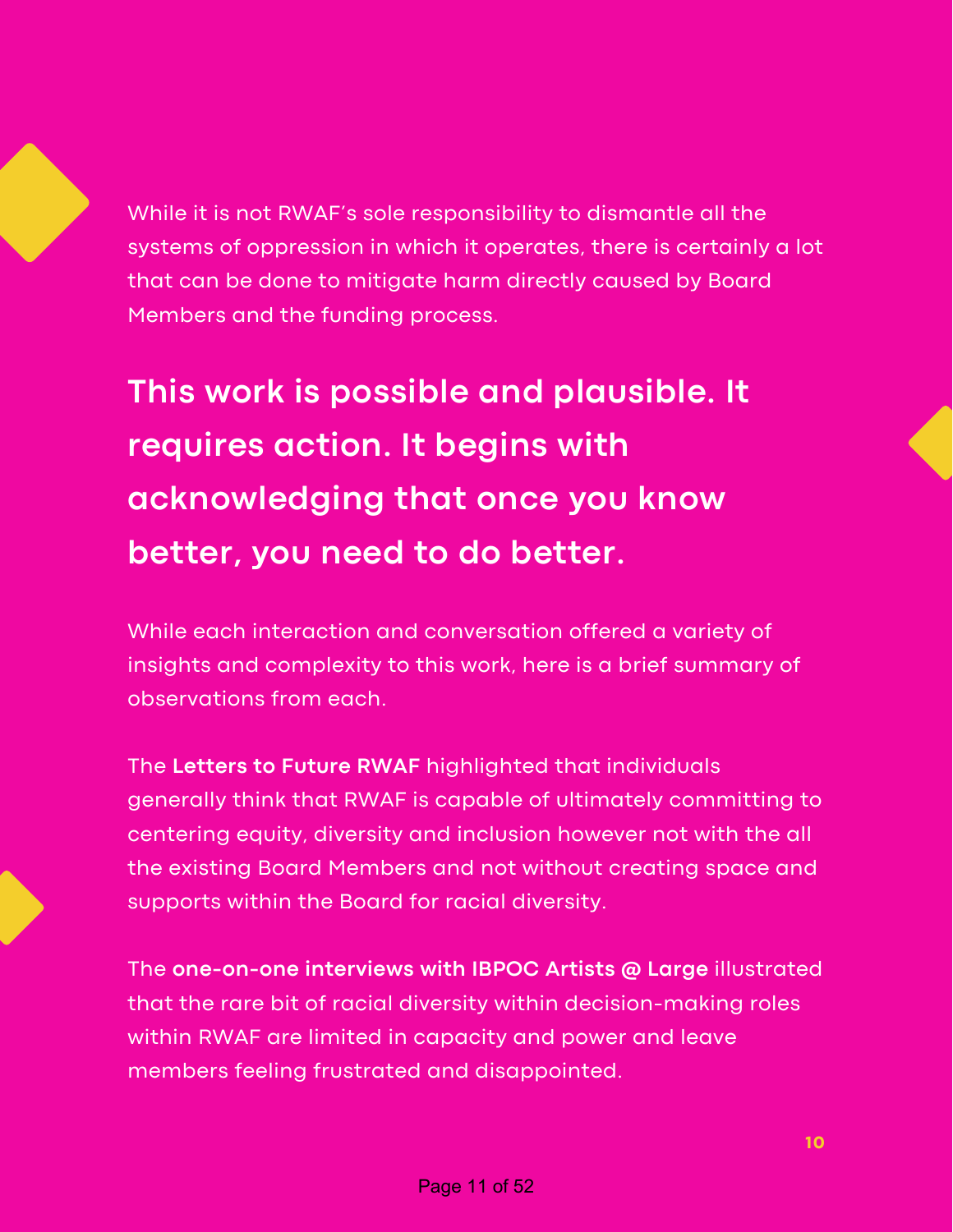While it is not RWAF's sole responsibility to dismantle all the systems of oppression in which it operates, there is certainly a lot that can be done to mitigate harm directly caused by Board Members and the funding process.

**This work is possible and plausible. It requires action. It begins with acknowledging that once you know better, you need to do better.**

While each interaction and conversation offered a variety of insights and complexity to this work, here is a brief summary of observations from each.

The **Letters to Future RWAF** highlighted that individuals generally think that RWAF is capable of ultimately committing to centering equity, diversity and inclusion however not with the all the existing Board Members and not without creating space and supports within the Board for racial diversity.

The **one-on-one interviews with IBPOC Artists @ Large** illustrated that the rare bit of racial diversity within decision-making roles within RWAF are limited in capacity and power and leave members feeling frustrated and disappointed.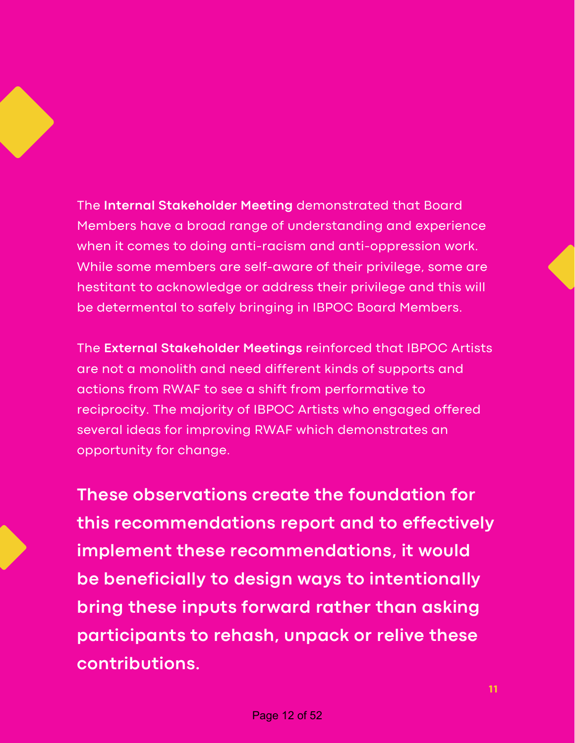The **Internal Stakeholder Meeting** demonstrated that Board Members have a broad range of understanding and experience when it comes to doing anti-racism and anti-oppression work. While some members are self-aware of their privilege, some are hestitant to acknowledge or address their privilege and this will be determental to safely bringing in IBPOC Board Members.

The **External Stakeholder Meetings** reinforced that IBPOC Artists are not a monolith and need different kinds of supports and actions from RWAF to see a shift from performative to reciprocity. The majority of IBPOC Artists who engaged offered several ideas for improving RWAF which demonstrates an opportunity for change.

**These observations create the foundation for this recommendations report and to effectively implement these recommendations, it would be beneficially to design ways to intentionally bring these inputs forward rather than asking participants to rehash, unpack or relive these contributions.**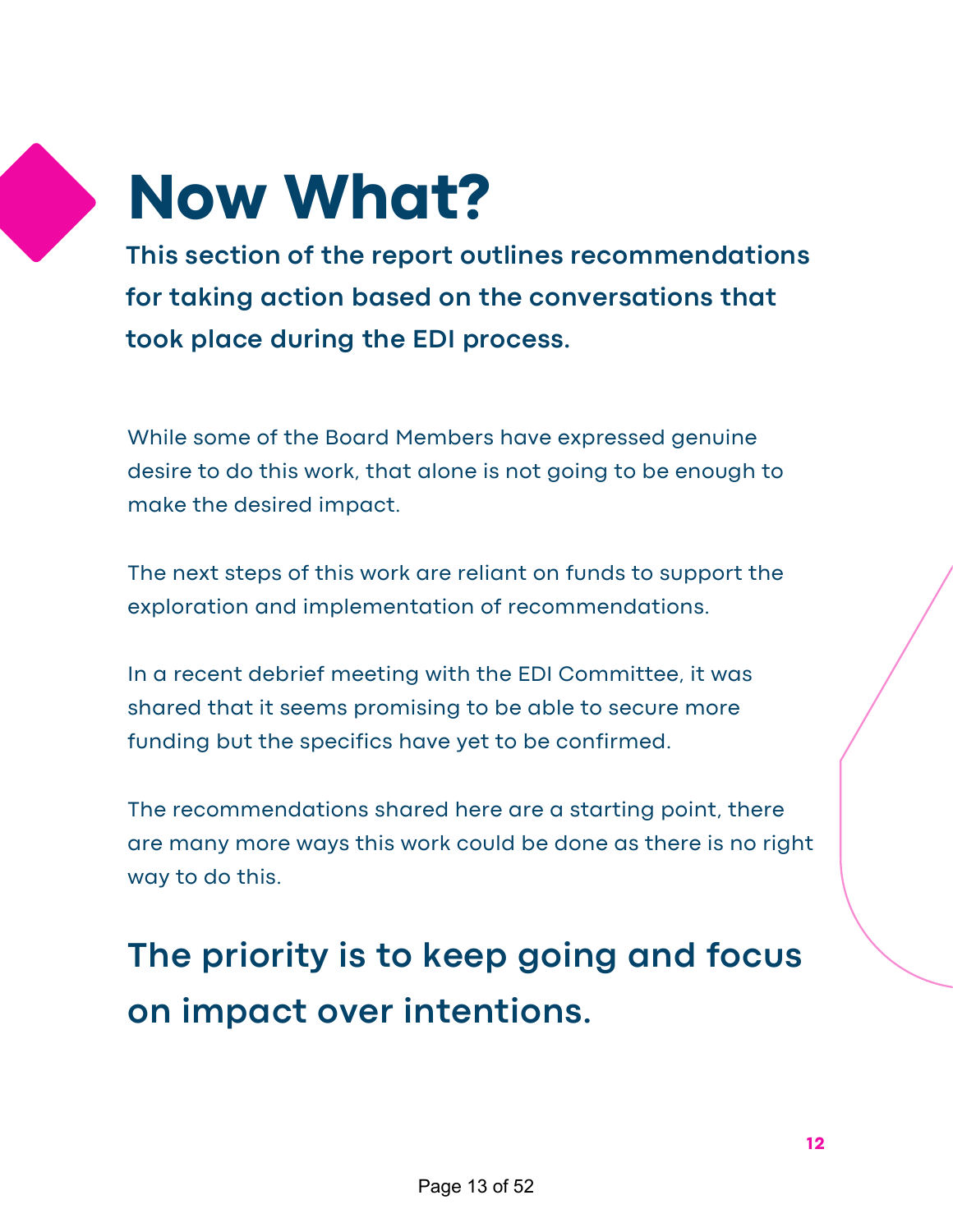# Now What?

**This section of the report outlines recommendations for taking action based on the conversations that took place during the EDI process.**

While some of the Board Members have expressed genuine desire to do this work, that alone is not going to be enough to make the desired impact.

The next steps of this work are reliant on funds to support the exploration and implementation of recommendations.

In a recent debrief meeting with the EDI Committee, it was shared that it seems promising to be able to secure more funding but the specifics have yet to be confirmed.

The recommendations shared here are a starting point, there are many more ways this work could be done as there is no right way to do this.

## The priority is to keep going and focus on impact over intentions.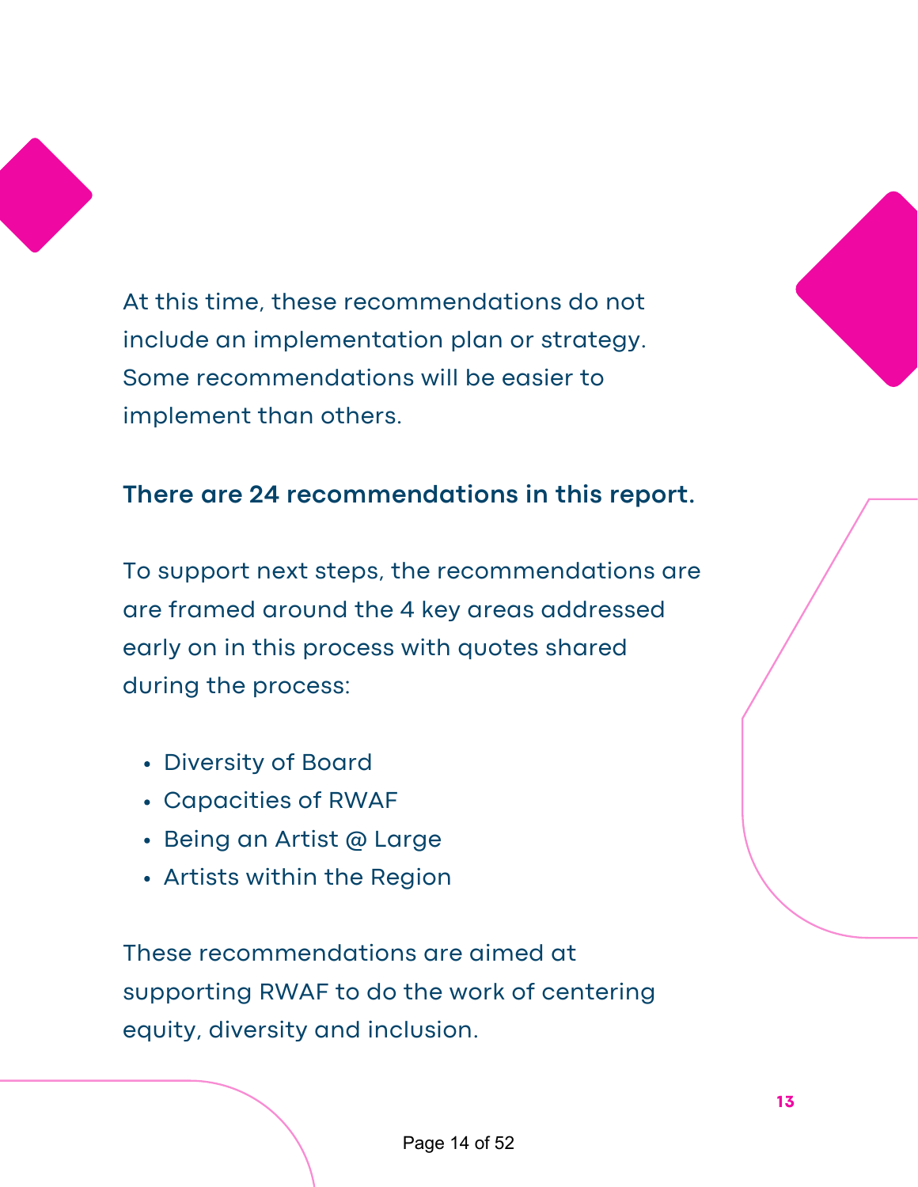At this time, these recommendations do not include an implementation plan or strategy. Some recommendations will be easier to implement than others.

**There are 24 recommendations in this report.**

To support next steps, the recommendations are are framed around the 4 key areas addressed early on in this process with quotes shared during the process:

- Diversity of Board
- Capacities of RWAF
- Being an Artist @ Large
- Artists within the Region

These recommendations are aimed at supporting RWAF to do the work of centering equity, diversity and inclusion.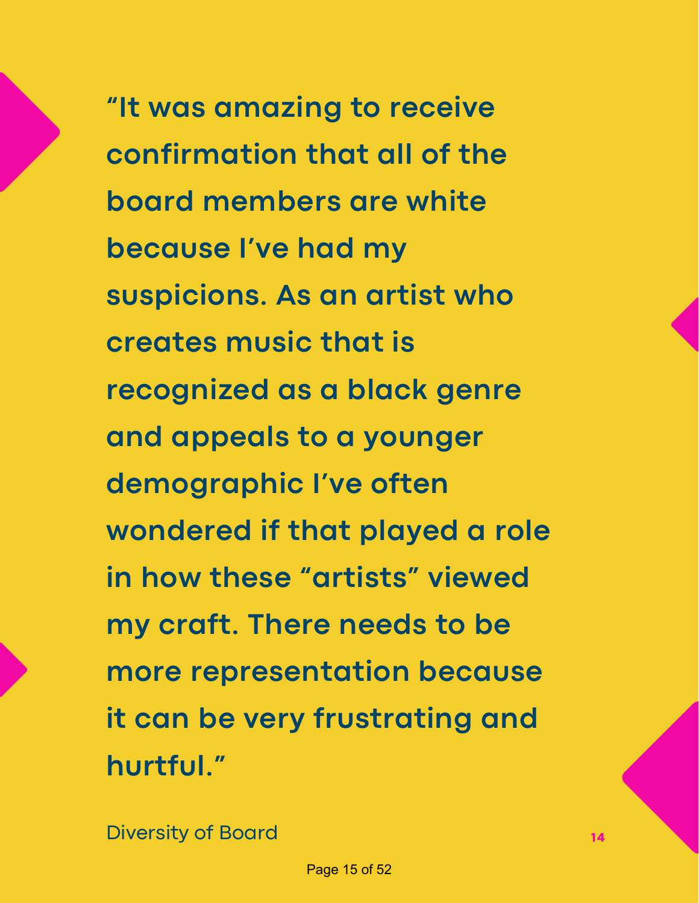**"It was amazing to receive confirmation that all of the board members are white because I've had my suspicions. As an artist who creates music that is recognized as a black genre and appeals to a younger demographic I've often wondered if that played a role in how these "artists" viewed my craft. There needs to be more representation because it can be very frustrating and hurtful."**

Diversity of Board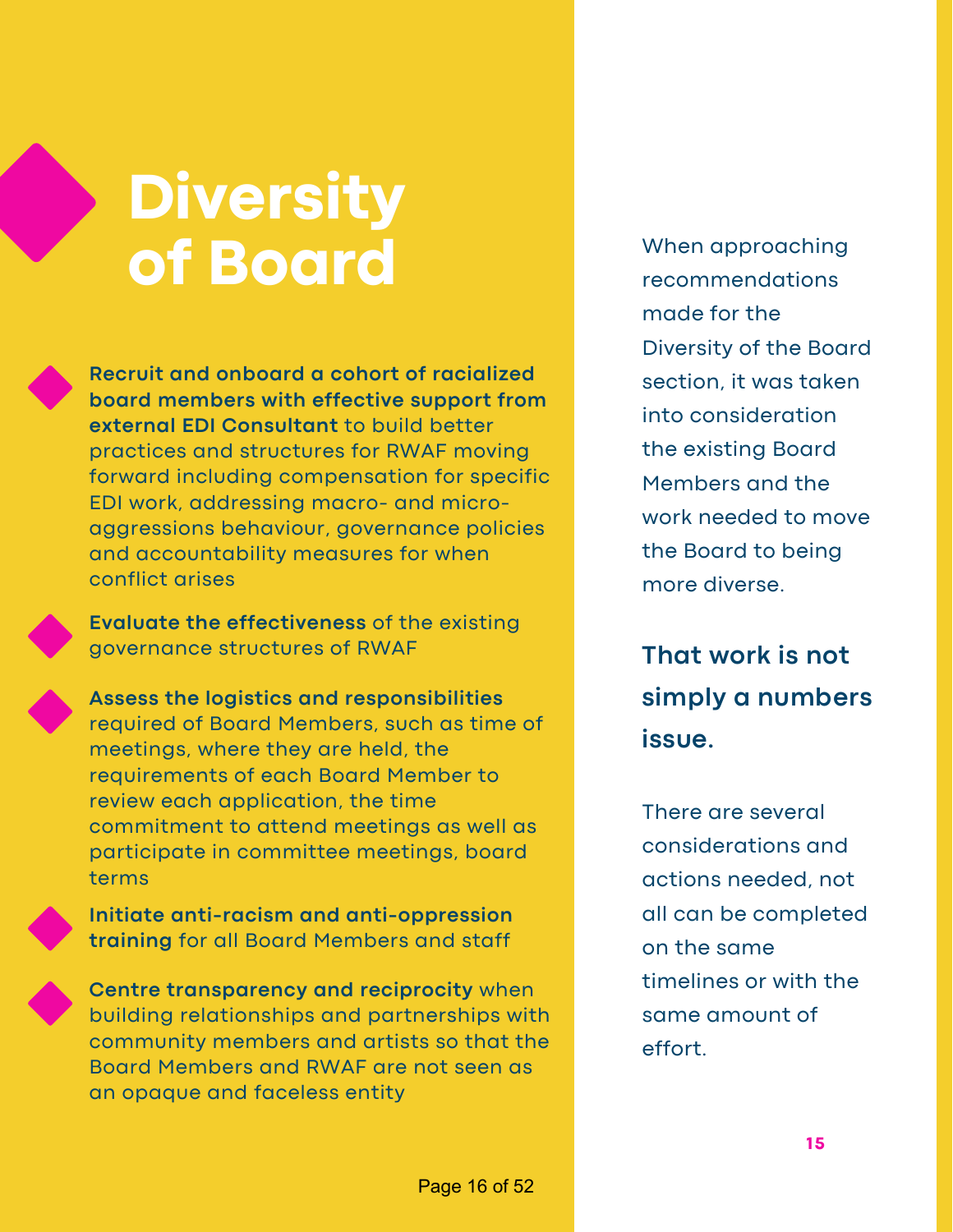# Diversity of Board

- **Recruit and onboard a cohort of racialized board members with effective support from external EDI Consultant** to build better practices and structures for RWAF moving forward including compensation for specific EDI work, addressing macro- and micro-aggressions behaviour, governance policies and accountability measures for when conflict arises
- **Evaluate the effectiveness** of the existing governance structures of RWAF
- **Assess the logistics and responsibilities** required of Board Members, such as time of meetings, where they are held, the requirements of each Board Member to review each application, the time commitment to attend meetings as well as participate in committee meetings, board terms
- **Initiate anti-racism and anti-oppression training** for all Board Members and staff
- **Centre transparency and reciprocity** when building relationships and partnerships with community members and artists so that the Board Members and RWAF are not seen as an opaque and faceless entity

When approaching recommendations made for the Diversity of the Board section, it was taken into consideration the existing Board Members and the work needed to move the Board to being more diverse.

**That work is not simply a numbers issue.**

There are several considerations and actions needed, not all can be completed on the same timelines or with the same amount of effort.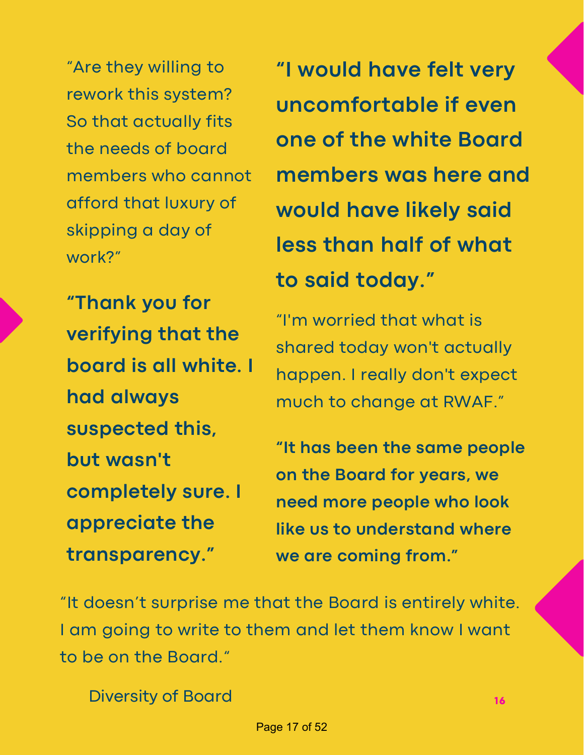"Are they willing to rework this system? So that actually fits the needs of board members who cannot afford that luxury of skipping a day of work?"

**"Thank you for verifying that the board is all white. I had always suspected this, but wasn't completely sure. I appreciate the transparency."**

**"I would have felt very uncomfortable if even one of the white Board members was here and would have likely said less than half of what to said today."**

"I'm worried that what is shared today won't actually happen. I really don't expect much to change at RWAF."

**"It has been the same people on the Board for years, we need more people who look like us to understand where we are coming from."**

"It doesn't surprise me that the Board is entirely white. I am going to write to them and let them know I want to be on the Board."

Diversity of Board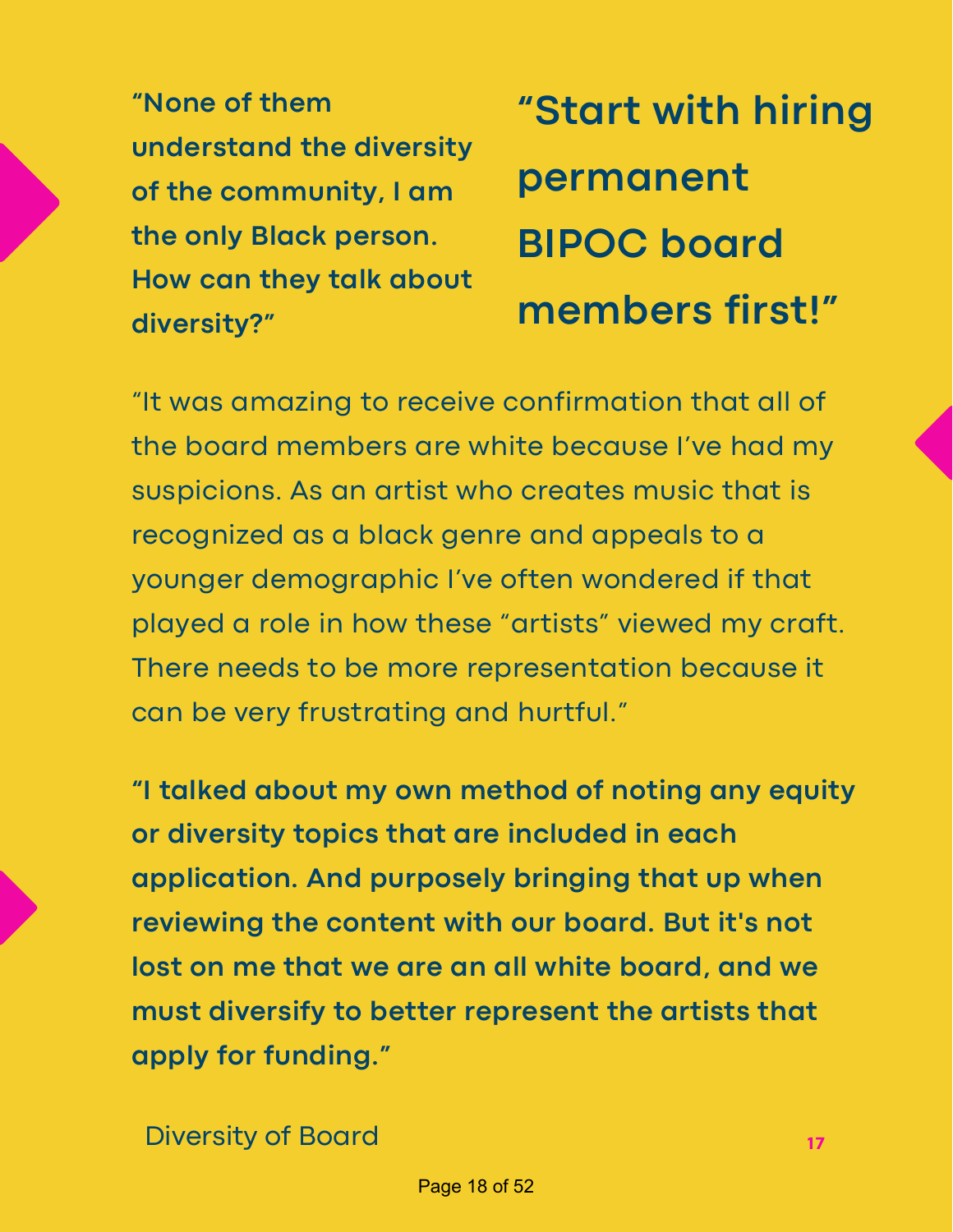**"None of them understand the diversity of the community, I am the only Black person. How can they talk about diversity?"**

## "Start with hiring permanent BIPOC board members first!"

"It was amazing to receive confirmation that all of the board members are white because I've had my suspicions. As an artist who creates music that is recognized as a black genre and appeals to a younger demographic I've often wondered if that played a role in how these "artists" viewed my craft. There needs to be more representation because it can be very frustrating and hurtful."

**"I talked about my own method of noting any equity or diversity topics that are included in each application. And purposely bringing that up when reviewing the content with our board. But it's not lost on me that we are an all white board, and we must diversify to better represent the artists that apply for funding."**

Diversity of Board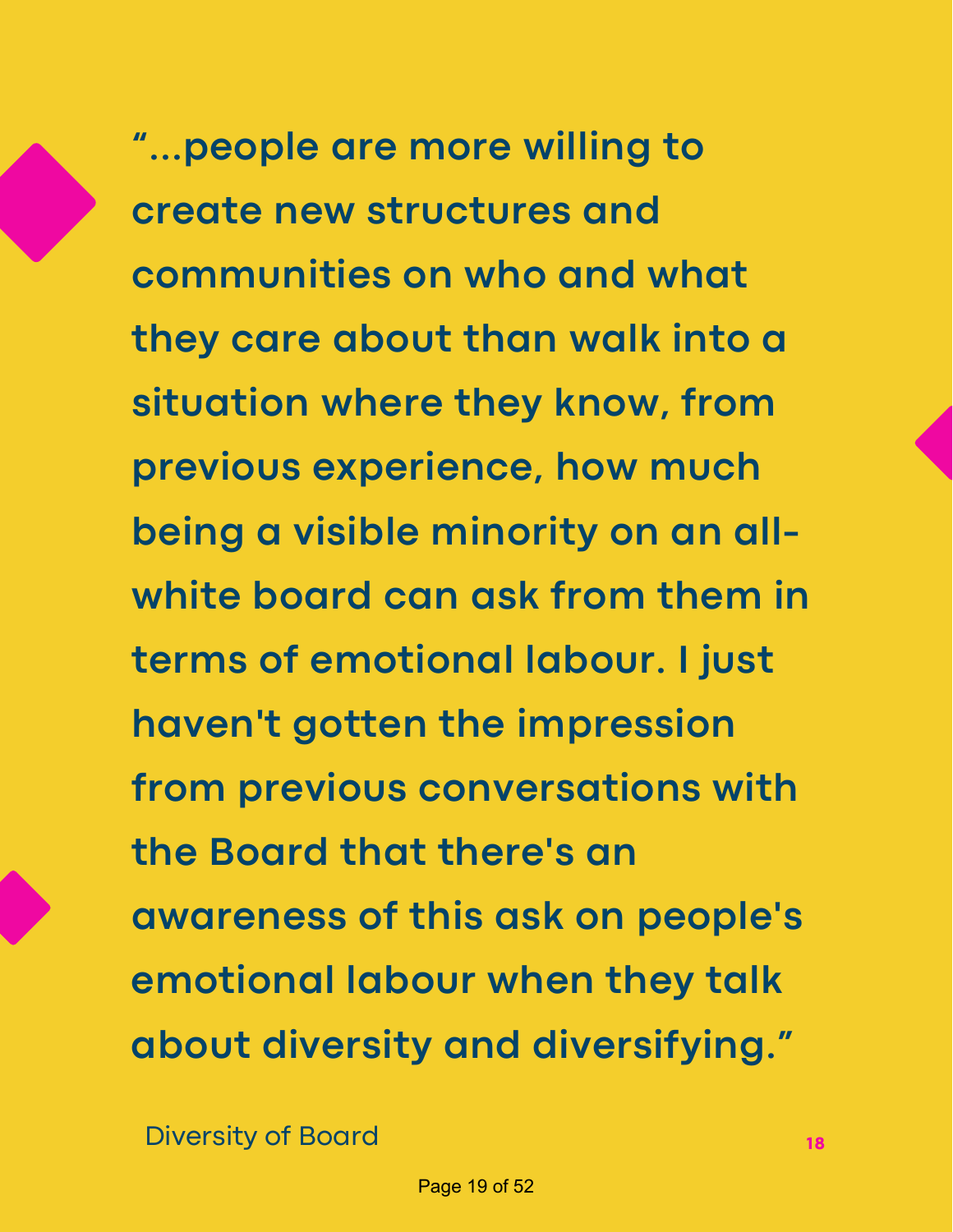**"...people are more willing to create new structures and communities on who and what they care about than walk into a situation where they know, from previous experience, how much being a visible minority on an all-white board can ask from them in terms of emotional labour. I just haven't gotten the impression from previous conversations with the Board that there's an awareness of this ask on people's emotional labour when they talk about diversity and diversifying."**

Diversity of Board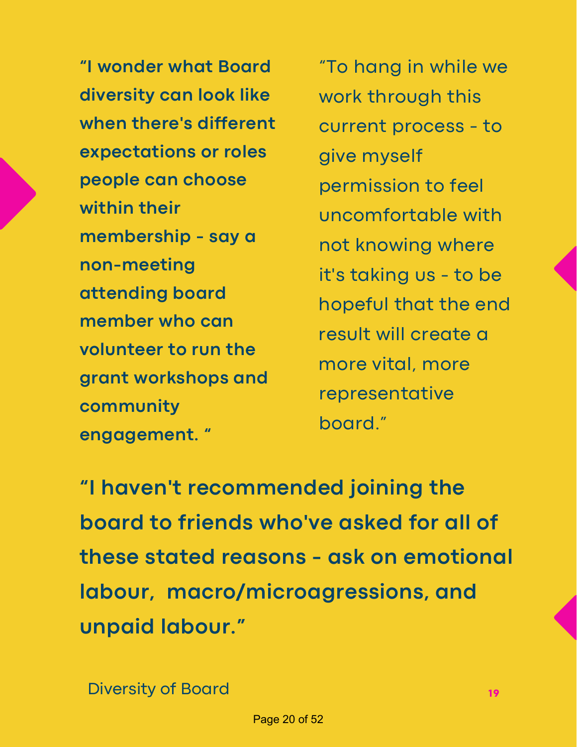**“I wonder what Board diversity can look like when there's different expectations or roles people can choose within their membership - say a non-meeting attending board member who can volunteer to run the grant workshops and community engagement. “**

“To hang in while we work through this current process - to give myself permission to feel uncomfortable with not knowing where it's taking us - to be hopeful that the end result will create a more vital, more representative board.”

**“I haven't recommended joining the board to friends who've asked for all of these stated reasons - ask on emotional labour, macro/microagressions, and unpaid labour.”**

Diversity of Board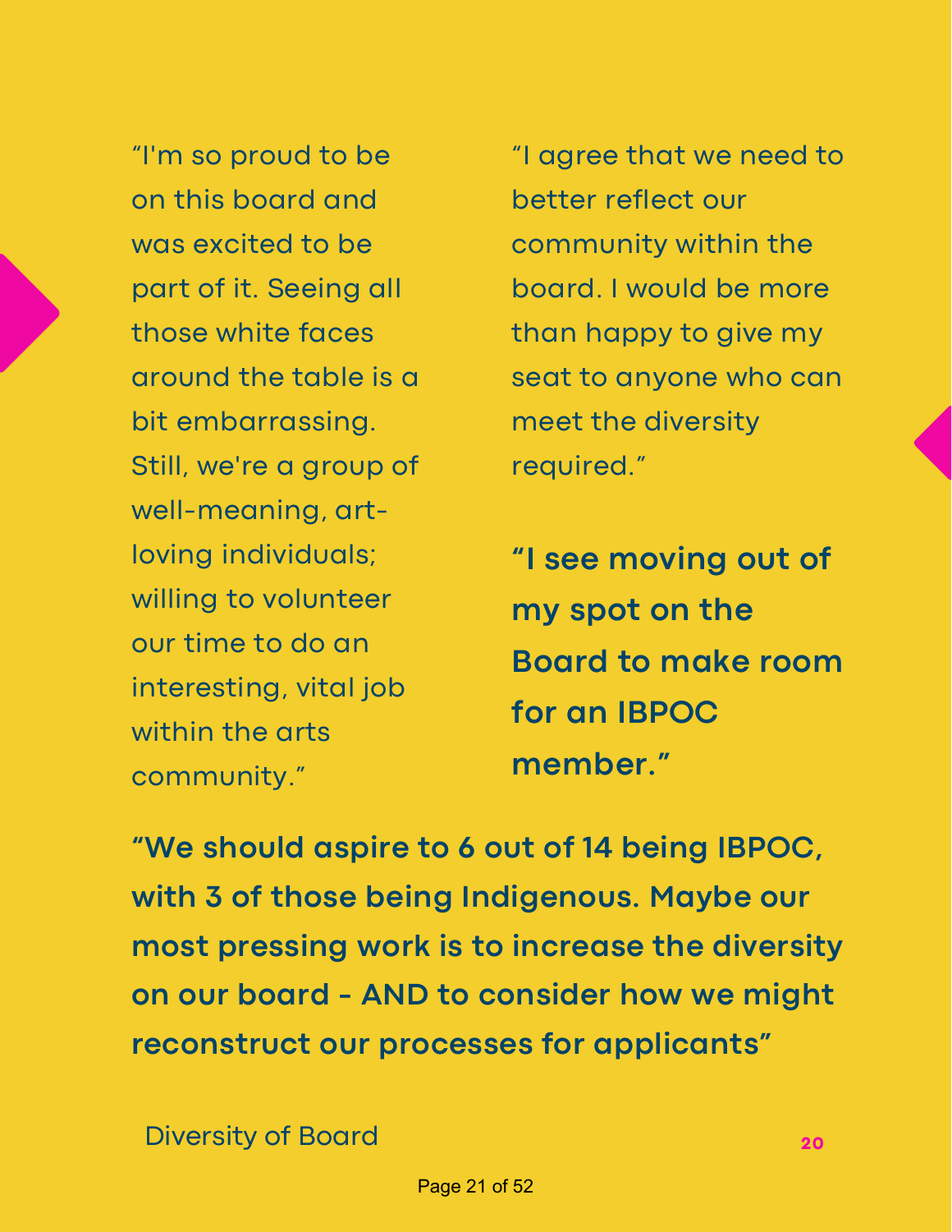"I'm so proud to be on this board and was excited to be part of it. Seeing all those white faces around the table is a bit embarrassing. Still, we're a group of well-meaning, art-loving individuals; willing to volunteer our time to do an interesting, vital job within the arts community."

"I agree that we need to better reflect our community within the board. I would be more than happy to give my seat to anyone who can meet the diversity required."

**"I see moving out of my spot on the Board to make room for an IBPOC member."**

**"We should aspire to 6 out of 14 being IBPOC, with 3 of those being Indigenous. Maybe our most pressing work is to increase the diversity on our board - AND to consider how we might reconstruct our processes for applicants"**

Diversity of Board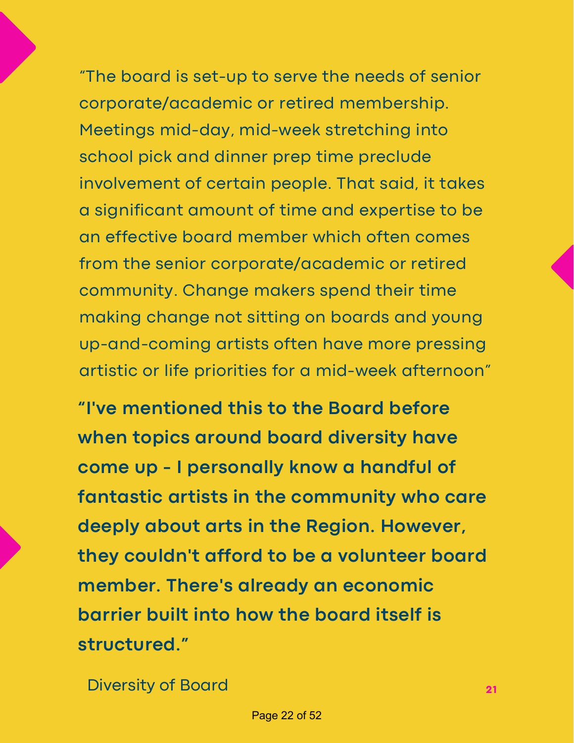"The board is set-up to serve the needs of senior corporate/academic or retired membership. Meetings mid-day, mid-week stretching into school pick and dinner prep time preclude involvement of certain people. That said, it takes a significant amount of time and expertise to be an effective board member which often comes from the senior corporate/academic or retired community. Change makers spend their time making change not sitting on boards and young up-and-coming artists often have more pressing artistic or life priorities for a mid-week afternoon"

**"I've mentioned this to the Board before when topics around board diversity have come up - I personally know a handful of fantastic artists in the community who care deeply about arts in the Region. However, they couldn't afford to be a volunteer board member. There's already an economic barrier built into how the board itself is structured."**

Diversity of Board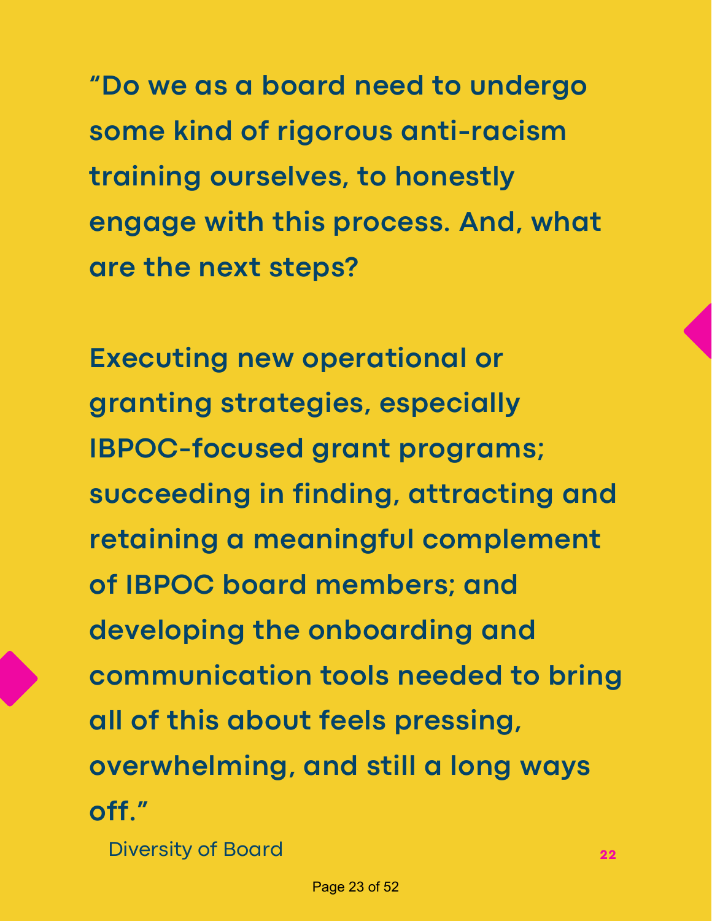**"Do we as a board need to undergo some kind of rigorous anti-racism training ourselves, to honestly engage with this process. And, what are the next steps?**

**Executing new operational or granting strategies, especially IBPOC-focused grant programs; succeeding in finding, attracting and retaining a meaningful complement of IBPOC board members; and developing the onboarding and communication tools needed to bring all of this about feels pressing, overwhelming, and still a long ways off."**

Diversity of Board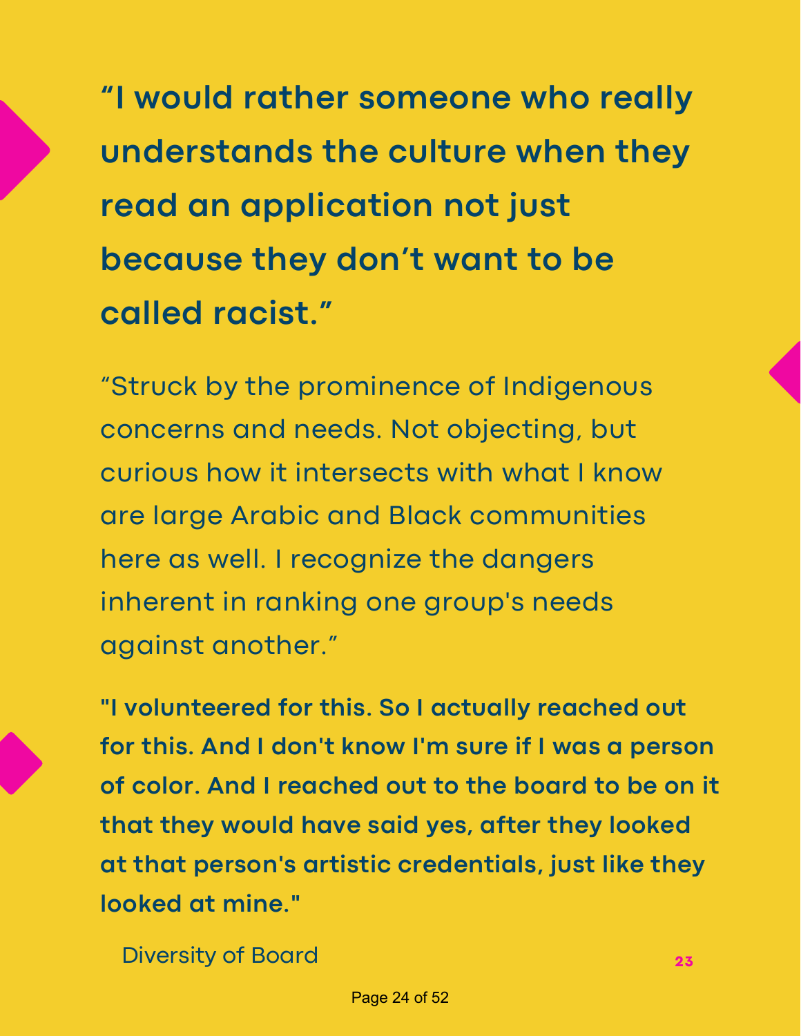**“I would rather someone who really understands the culture when they read an application not just because they don’t want to be called racist.”**

“Struck by the prominence of Indigenous concerns and needs. Not objecting, but curious how it intersects with what I know are large Arabic and Black communities here as well. I recognize the dangers inherent in ranking one group's needs against another.”

**"I volunteered for this. So I actually reached out for this. And I don't know I'm sure if I was a person of color. And I reached out to the board to be on it that they would have said yes, after they looked at that person's artistic credentials, just like they looked at mine."**

Diversity of Board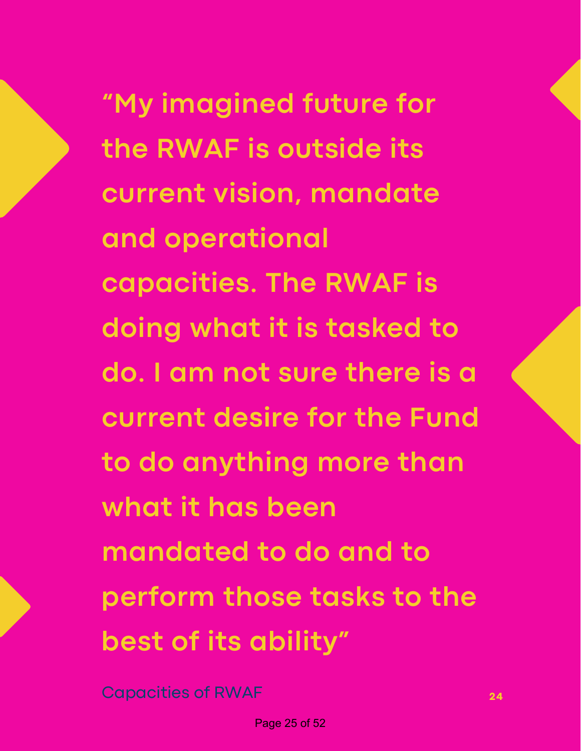**"My imagined future for the RWAF is outside its current vision, mandate and operational capacities. The RWAF is doing what it is tasked to do. I am not sure there is a current desire for the Fund to do anything more than what it has been mandated to do and to perform those tasks to the best of its ability"**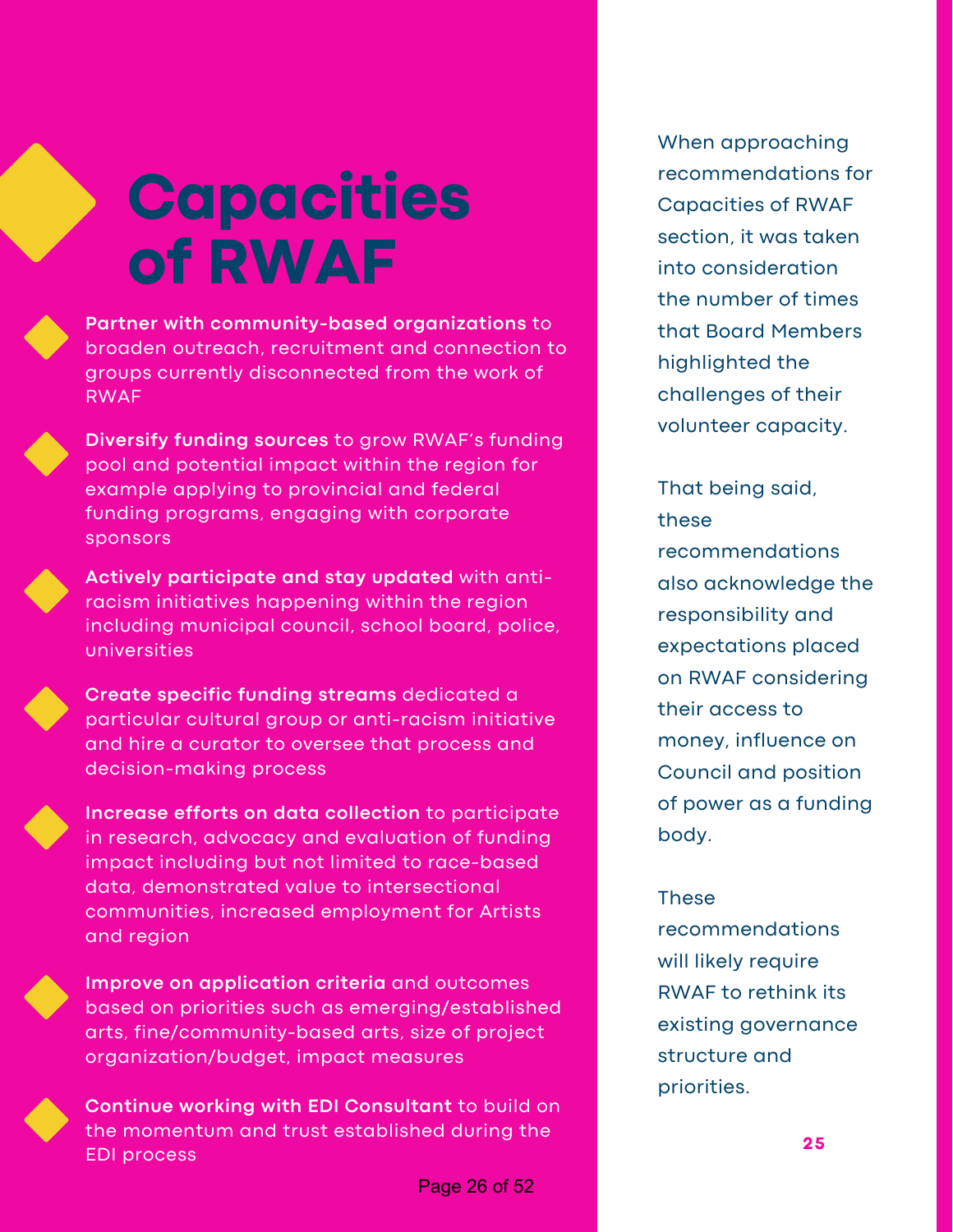# Capacities of RWAF

- **Partner with community-based organizations** to broaden outreach, recruitment and connection to groups currently disconnected from the work of RWAF
- **Diversify funding sources** to grow RWAF's funding pool and potential impact within the region for example applying to provincial and federal funding programs, engaging with corporate sponsors
- **Actively participate and stay updated** with anti-racism initiatives happening within the region including municipal council, school board, police, universities
- **Create specific funding streams** dedicated a particular cultural group or anti-racism initiative and hire a curator to oversee that process and decision-making process
- **Increase efforts on data collection** to participate in research, advocacy and evaluation of funding impact including but not limited to race-based data, demonstrated value to intersectional communities, increased employment for Artists and region
- **Improve on application criteria** and outcomes based on priorities such as emerging/established arts, fine/community-based arts, size of project organization/budget, impact measures
- **Continue working with EDI Consultant** to build on the momentum and trust established during the EDI process

When approaching recommendations for Capacities of RWAF section, it was taken into consideration the number of times that Board Members highlighted the challenges of their volunteer capacity.

That being said, these recommendations also acknowledge the responsibility and expectations placed on RWAF considering their access to money, influence on Council and position of power as a funding body.

These recommendations will likely require RWAF to rethink its existing governance structure and priorities.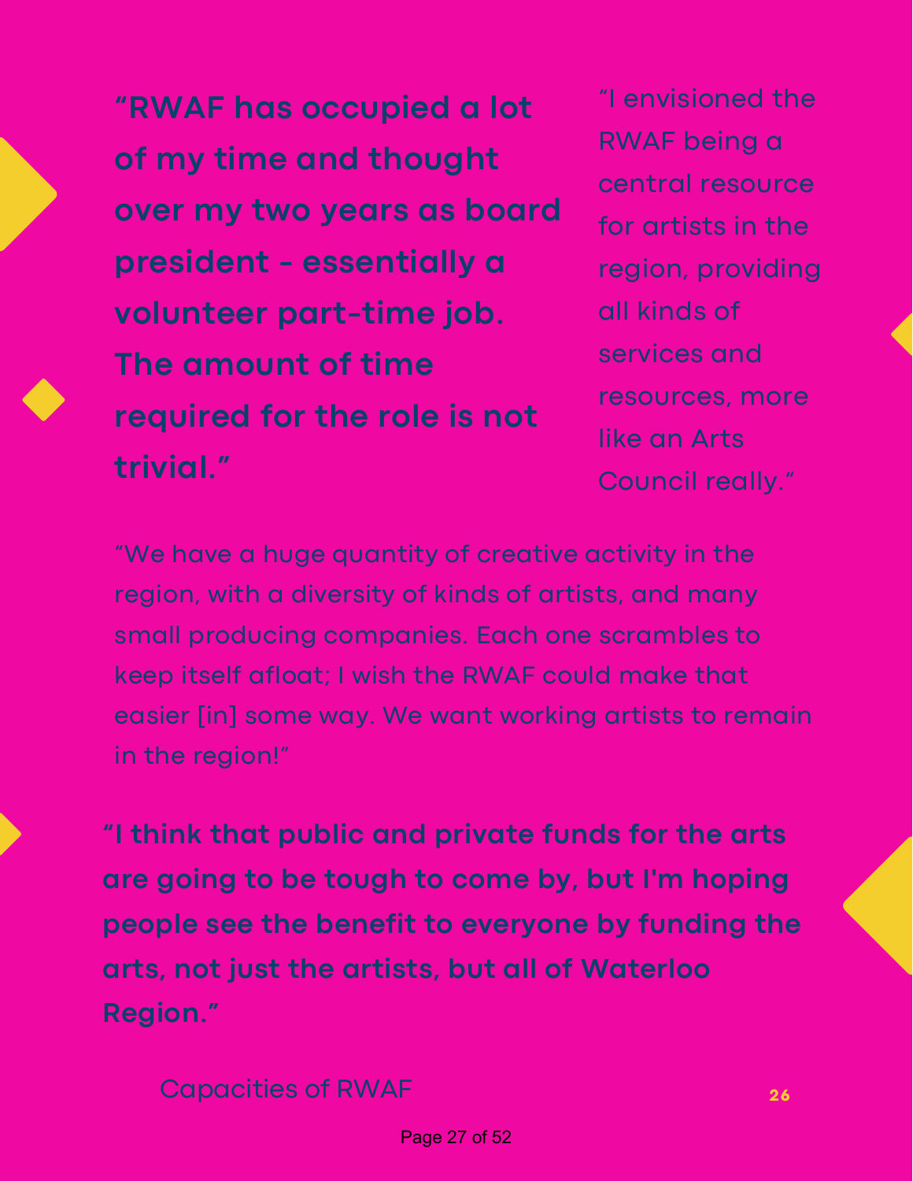**"RWAF has occupied a lot of my time and thought over my two years as board president - essentially a volunteer part-time job. The amount of time required for the role is not trivial."**

"I envisioned the RWAF being a central resource for artists in the region, providing all kinds of services and resources, more like an Arts Council really."

"We have a huge quantity of creative activity in the region, with a diversity of kinds of artists, and many small producing companies. Each one scrambles to keep itself afloat; I wish the RWAF could make that easier [in] some way. We want working artists to remain in the region!"

**"I think that public and private funds for the arts are going to be tough to come by, but I'm hoping people see the benefit to everyone by funding the arts, not just the artists, but all of Waterloo Region."**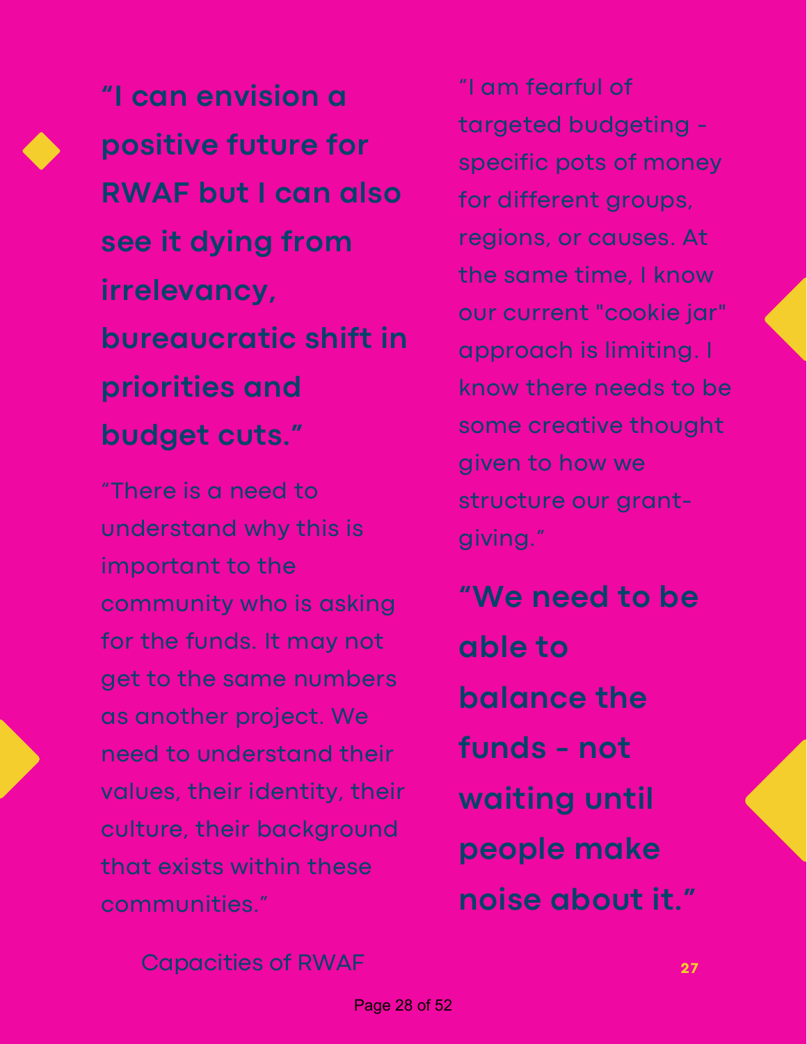**"I can envision a positive future for RWAF but I can also see it dying from irrelevancy, bureaucratic shift in priorities and budget cuts."**

"There is a need to understand why this is important to the community who is asking for the funds. It may not get to the same numbers as another project. We need to understand their values, their identity, their culture, their background that exists within these communities."

"I am fearful of targeted budgeting - specific pots of money for different groups, regions, or causes. At the same time, I know our current "cookie jar" approach is limiting. I know there needs to be some creative thought given to how we structure our grant-giving."

**"We need to be able to balance the funds - not waiting until people make noise about it."**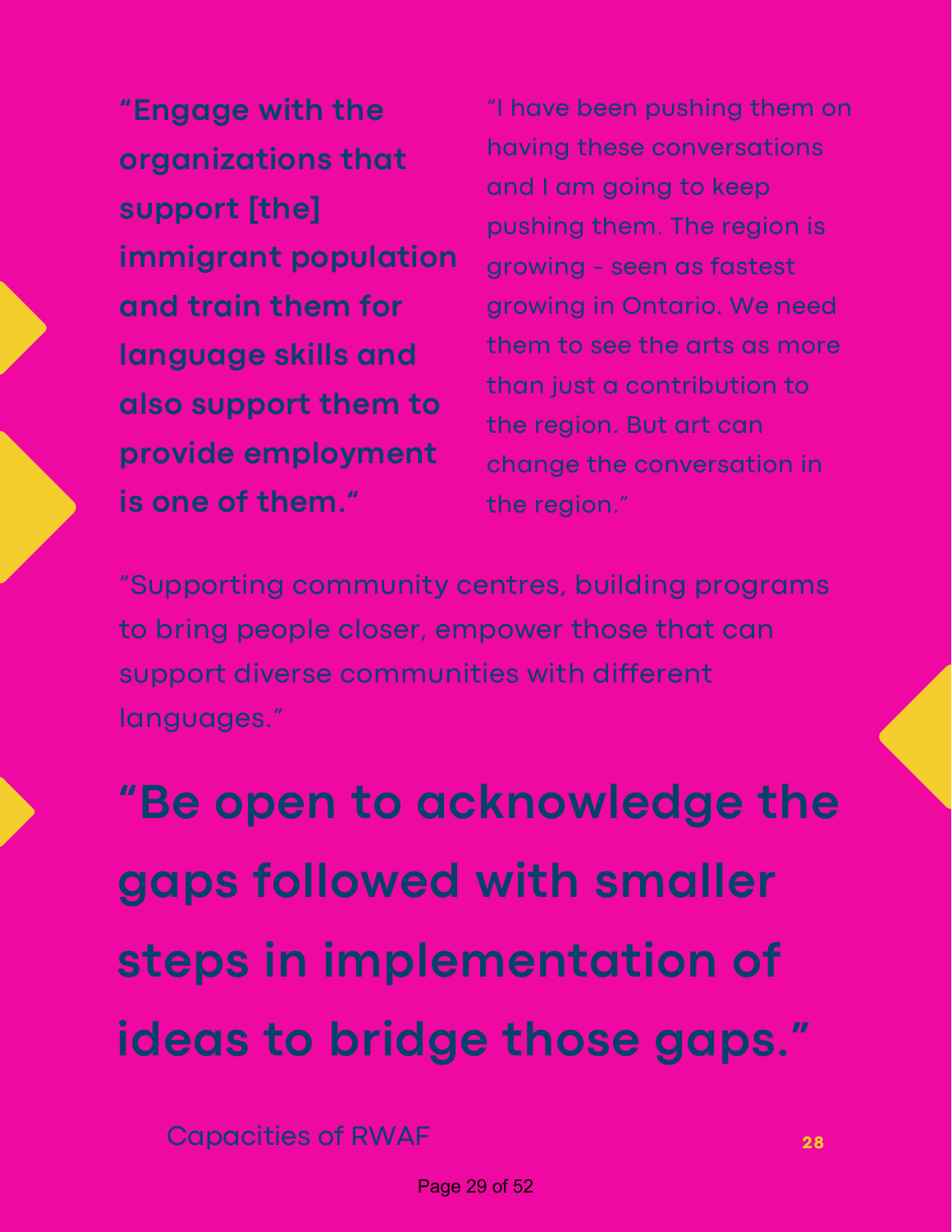**"Engage with the organizations that support [the] immigrant population and train them for language skills and also support them to provide employment is one of them."**

"I have been pushing them on having these conversations and I am going to keep pushing them. The region is growing - seen as fastest growing in Ontario. We need them to see the arts as more than just a contribution to the region. But art can change the conversation in the region."

"Supporting community centres, building programs to bring people closer, empower those that can support diverse communities with different languages."

## **"Be open to acknowledge the gaps followed with smaller steps in implementation of ideas to bridge those gaps."**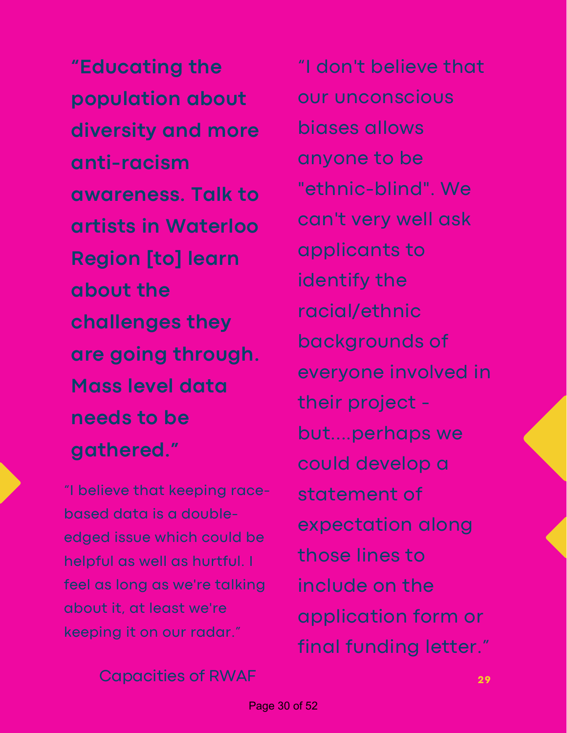**"Educating the population about diversity and more anti-racism awareness. Talk to artists in Waterloo Region [to] learn about the challenges they are going through. Mass level data needs to be gathered."**

"I believe that keeping race-based data is a double-edged issue which could be helpful as well as hurtful. I feel as long as we're talking about it, at least we're keeping it on our radar."

"I don't believe that our unconscious biases allows anyone to be "ethnic-blind". We can't very well ask applicants to identify the racial/ethnic backgrounds of everyone involved in their project - but....perhaps we could develop a statement of expectation along those lines to include on the application form or final funding letter."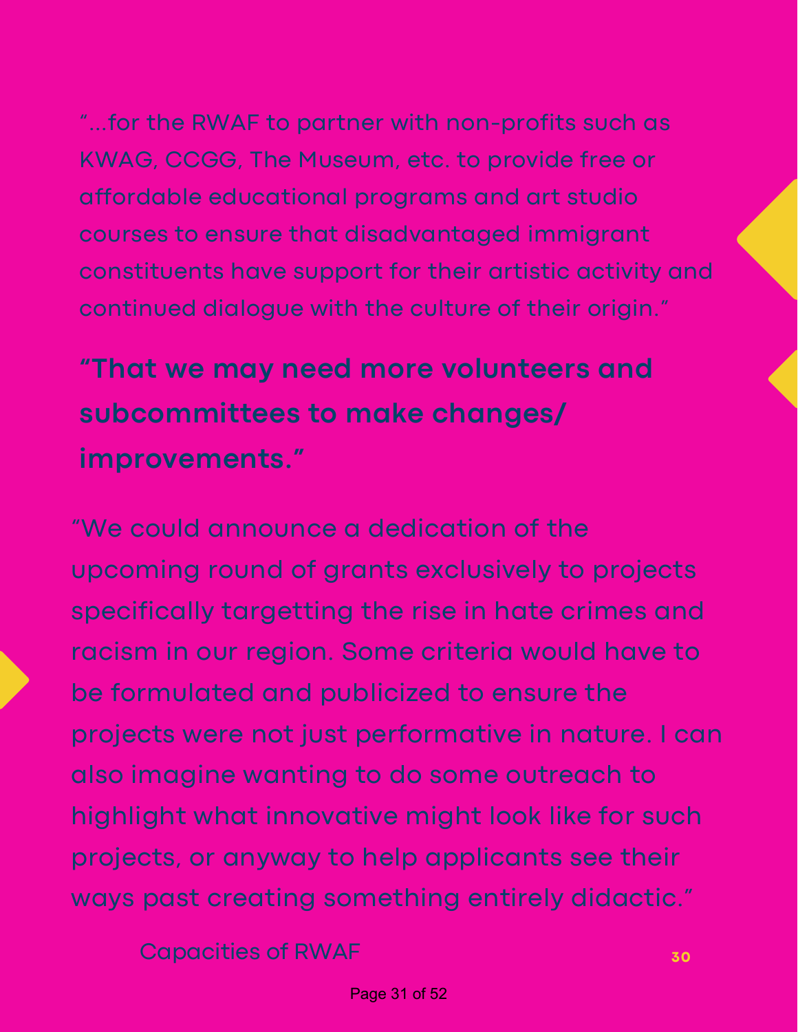"...for the RWAF to partner with non-profits such as KWAG, CCGG, The Museum, etc. to provide free or affordable educational programs and art studio courses to ensure that disadvantaged immigrant constituents have support for their artistic activity and continued dialogue with the culture of their origin."

**"That we may need more volunteers and subcommittees to make changes/ improvements."**

"We could announce a dedication of the upcoming round of grants exclusively to projects specifically targetting the rise in hate crimes and racism in our region. Some criteria would have to be formulated and publicized to ensure the projects were not just performative in nature. I can also imagine wanting to do some outreach to highlight what innovative might look like for such projects, or anyway to help applicants see their ways past creating something entirely didactic."

Capacities of RWAF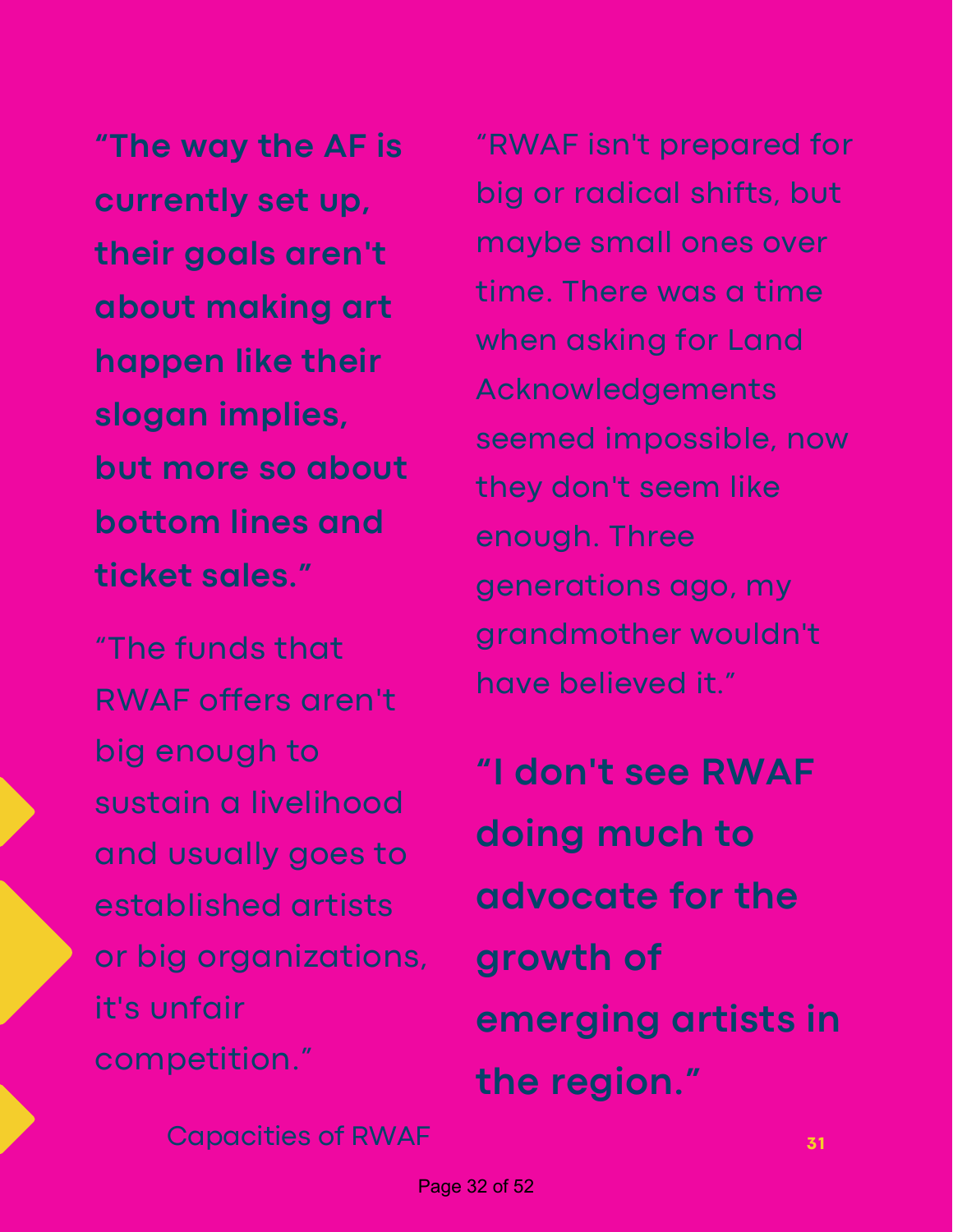**"The way the AF is currently set up, their goals aren't about making art happen like their slogan implies, but more so about bottom lines and ticket sales."**

"The funds that RWAF offers aren't big enough to sustain a livelihood and usually goes to established artists or big organizations, it's unfair competition."

"RWAF isn't prepared for big or radical shifts, but maybe small ones over time. There was a time when asking for Land Acknowledgements seemed impossible, now they don't seem like enough. Three generations ago, my grandmother wouldn't have believed it."

**"I don't see RWAF doing much to advocate for the growth of emerging artists in the region."**

Capacities of RWAF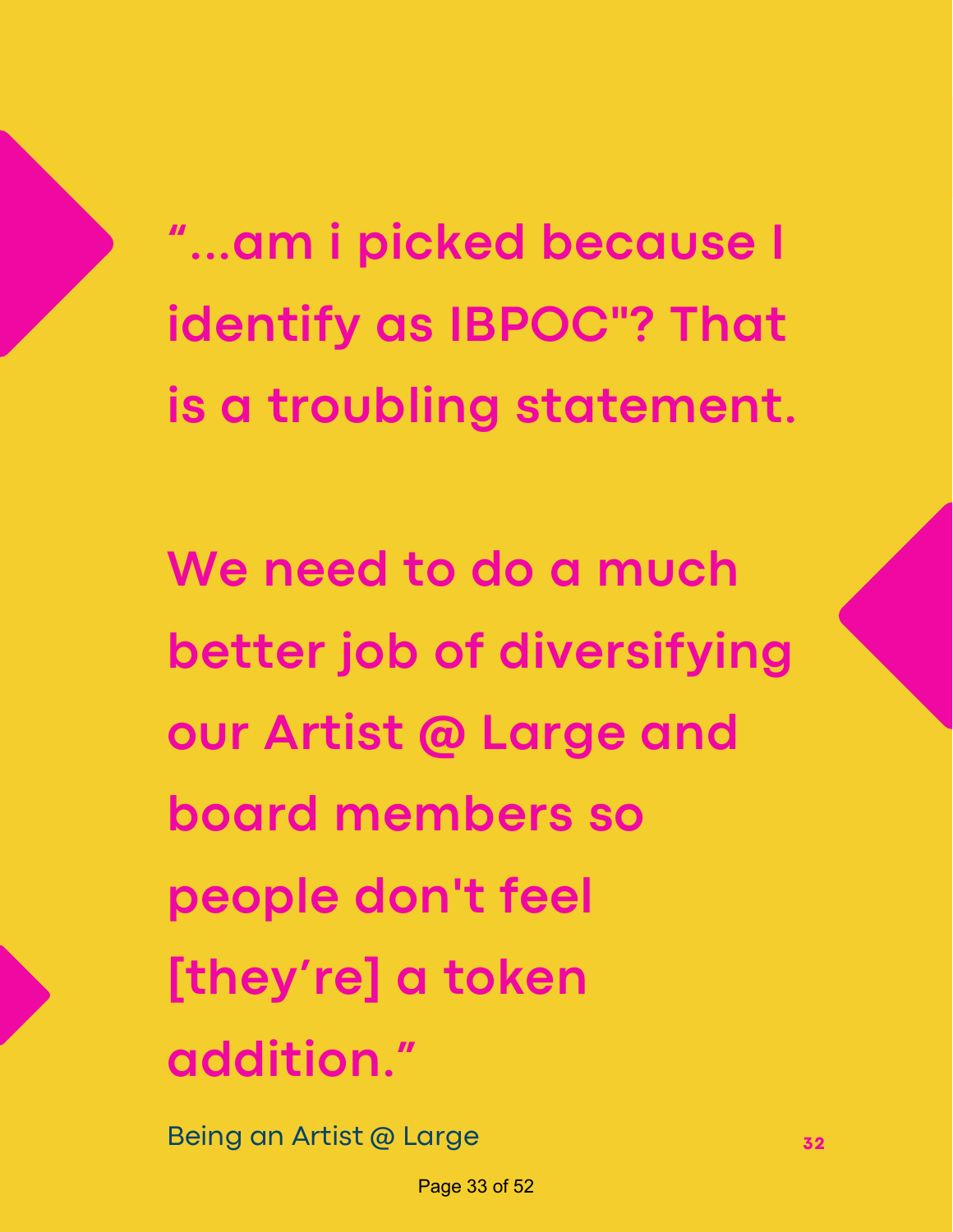"...am i picked because I identify as IBPOC"? That is a troubling statement.

We need to do a much better job of diversifying our Artist @ Large and board members so people don't feel [they're] a token addition."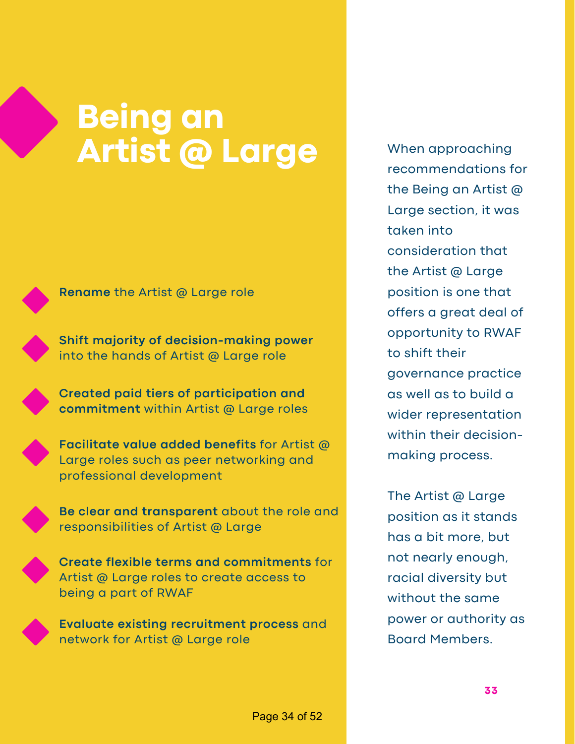# Being an Artist @ Large

- **Rename** the Artist @ Large role
- **Shift majority of decision-making power** into the hands of Artist @ Large role
- **Created paid tiers of participation and commitment** within Artist @ Large roles
- **Facilitate value added benefits** for Artist @ Large roles such as peer networking and professional development
- **Be clear and transparent** about the role and responsibilities of Artist @ Large
- **Create flexible terms and commitments** for Artist @ Large roles to create access to being a part of RWAF
- **Evaluate existing recruitment process** and network for Artist @ Large role

When approaching recommendations for the Being an Artist @ Large section, it was taken into consideration that the Artist @ Large position is one that offers a great deal of opportunity to RWAF to shift their governance practice as well as to build a wider representation within their decision-making process.

The Artist @ Large position as it stands has a bit more, but not nearly enough, racial diversity but without the same power or authority as Board Members.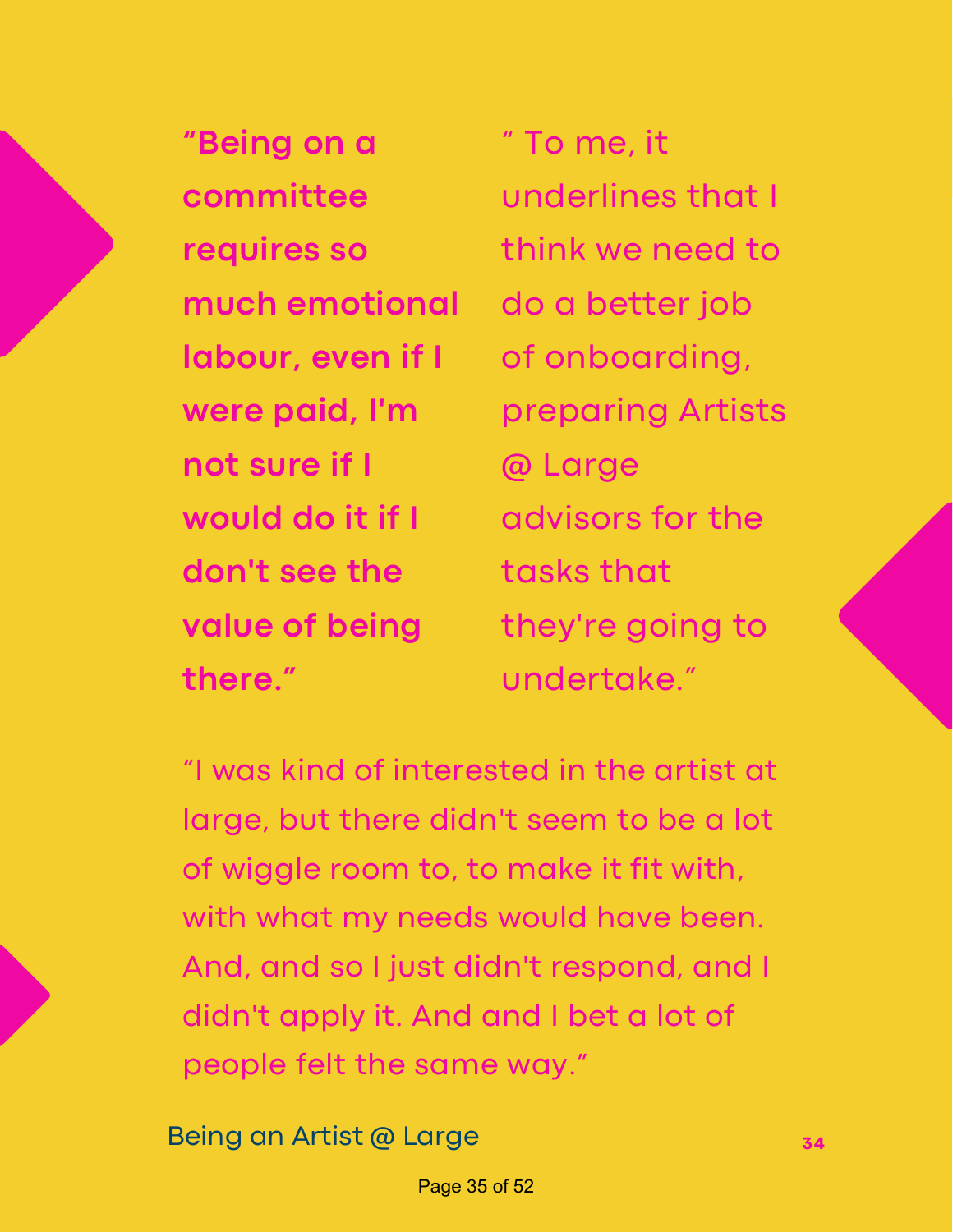**"Being on a committee requires so much emotional labour, even if I were paid, I'm not sure if I would do it if I don't see the value of being there."**

" To me, it underlines that I think we need to do a better job of onboarding, preparing Artists @ Large advisors for the tasks that they're going to undertake."

"I was kind of interested in the artist at large, but there didn't seem to be a lot of wiggle room to, to make it fit with, with what my needs would have been. And, and so I just didn't respond, and I didn't apply it. And and I bet a lot of people felt the same way."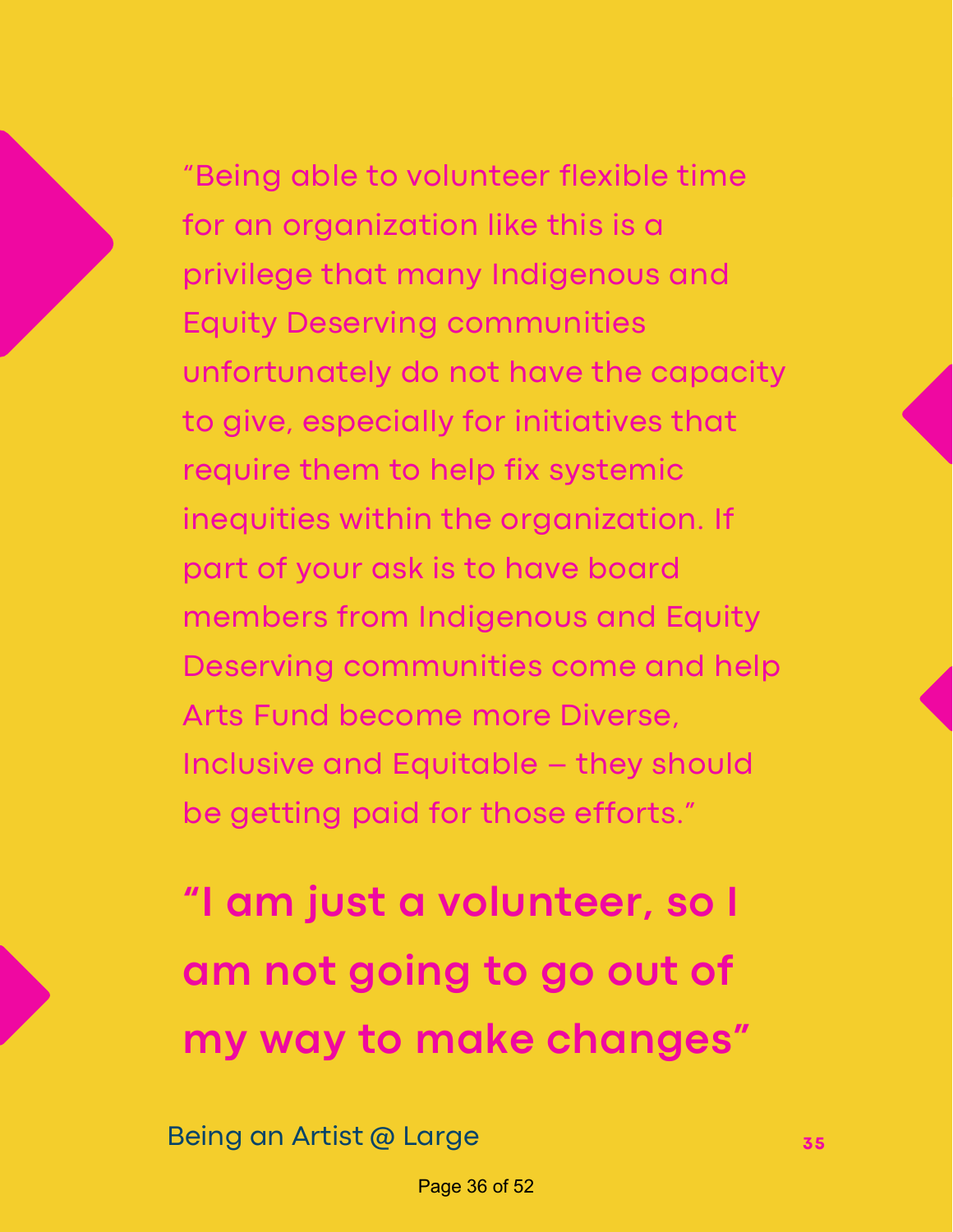"Being able to volunteer flexible time for an organization like this is a privilege that many Indigenous and Equity Deserving communities unfortunately do not have the capacity to give, especially for initiatives that require them to help fix systemic inequities within the organization. If part of your ask is to have board members from Indigenous and Equity Deserving communities come and help Arts Fund become more Diverse, Inclusive and Equitable – they should be getting paid for those efforts."

**"I am just a volunteer, so I am not going to go out of my way to make changes"**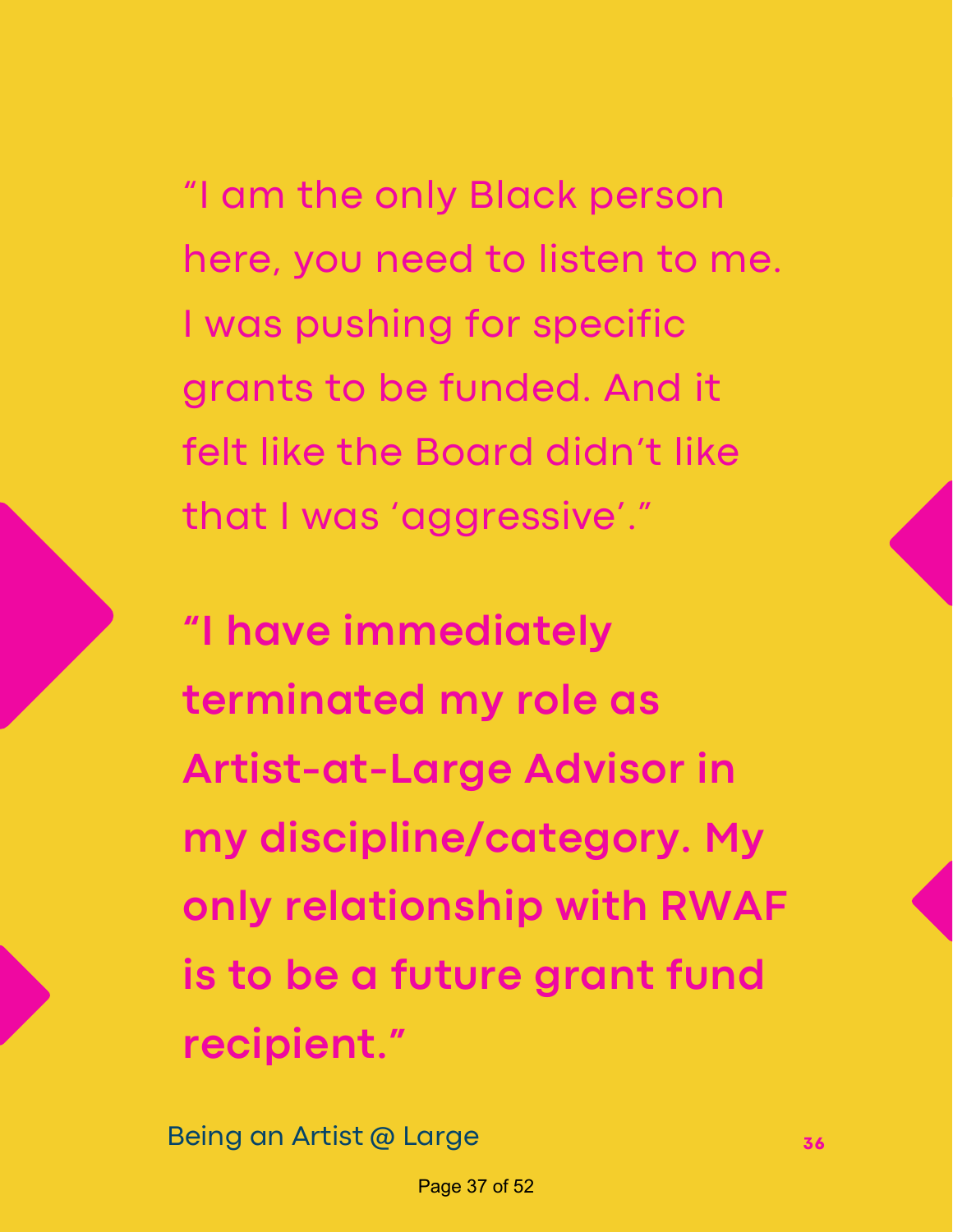"I am the only Black person here, you need to listen to me. I was pushing for specific grants to be funded. And it felt like the Board didn't like that I was 'aggressive'."

**"I have immediately terminated my role as Artist-at-Large Advisor in my discipline/category. My only relationship with RWAF is to be a future grant fund recipient."**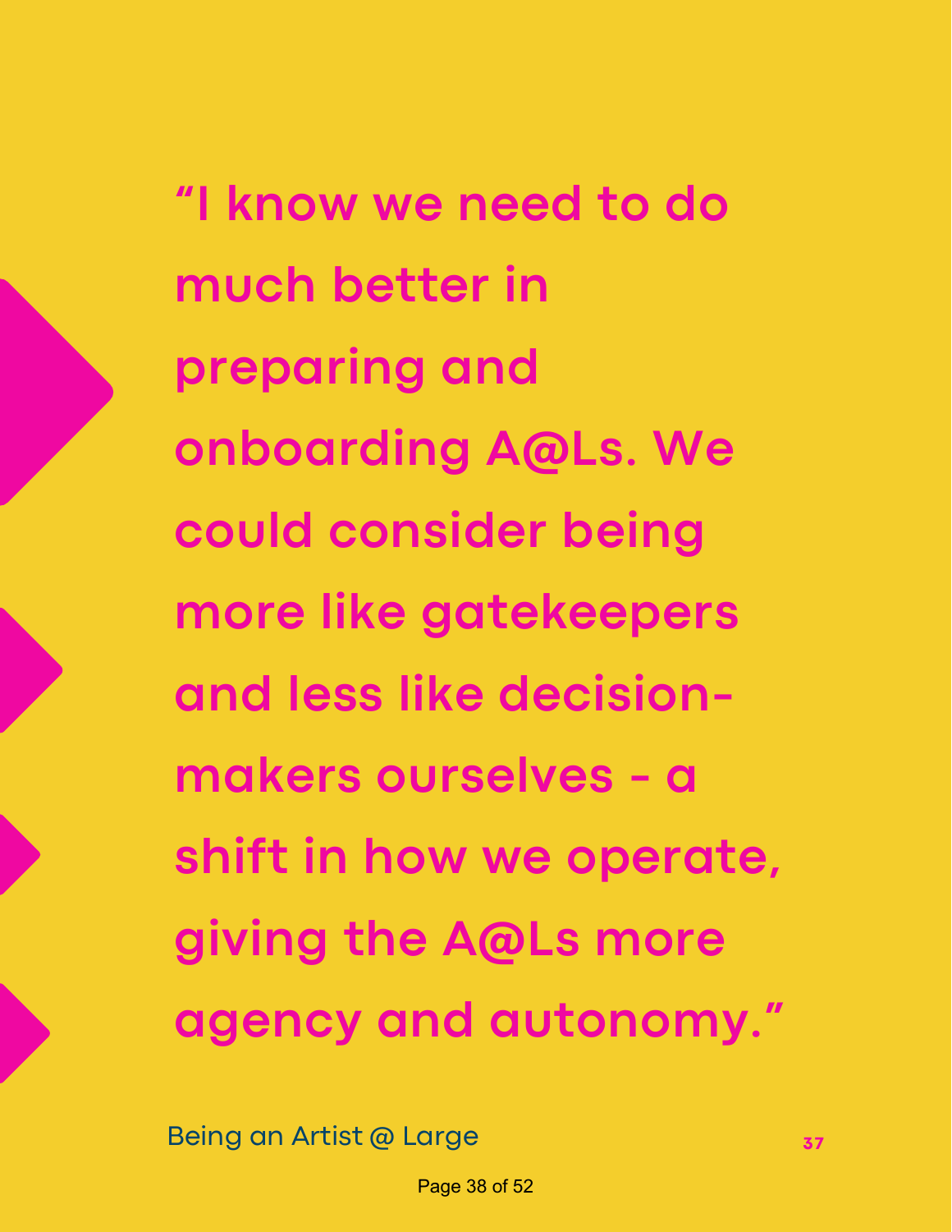**"I know we need to do much better in preparing and onboarding A@Ls. We could consider being more like gatekeepers and less like decision-makers ourselves - a shift in how we operate, giving the A@Ls more agency and autonomy."**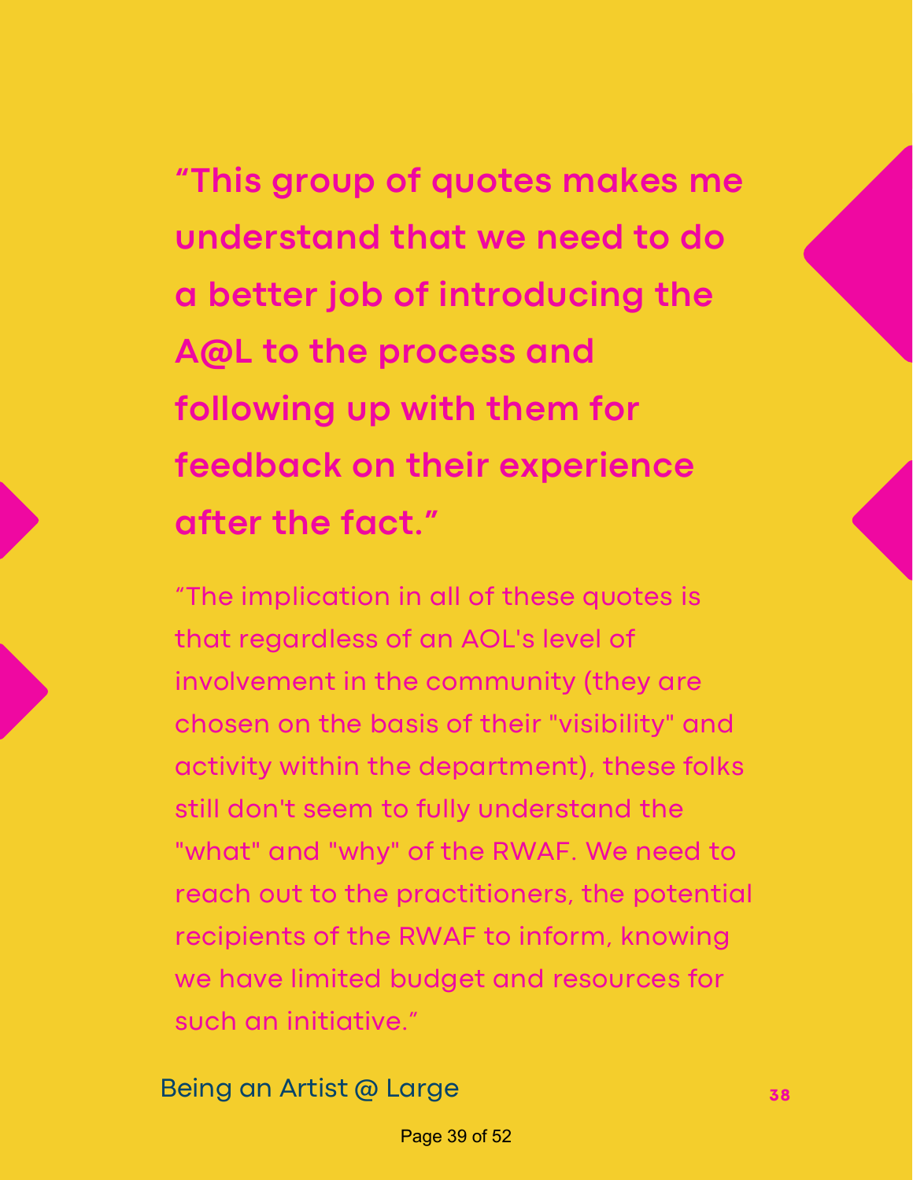**“This group of quotes makes me understand that we need to do a better job of introducing the A@L to the process and following up with them for feedback on their experience after the fact.”**

“The implication in all of these quotes is that regardless of an AOL's level of involvement in the community (they are chosen on the basis of their "visibility" and activity within the department), these folks still don't seem to fully understand the "what" and "why" of the RWAF. We need to reach out to the practitioners, the potential recipients of the RWAF to inform, knowing we have limited budget and resources for such an initiative.”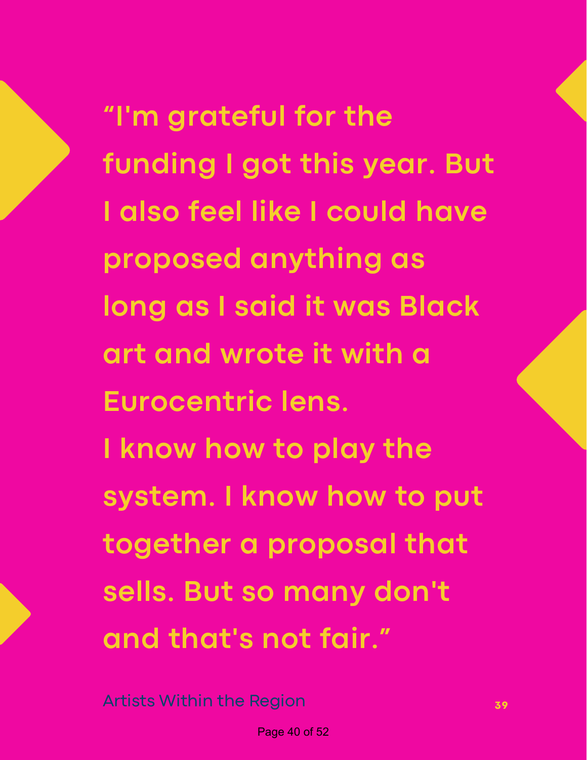"I'm grateful for the funding I got this year. But I also feel like I could have proposed anything as long as I said it was Black art and wrote it with a Eurocentric lens.
I know how to play the system. I know how to put together a proposal that sells. But so many don't and that's not fair."

Artists Within the Region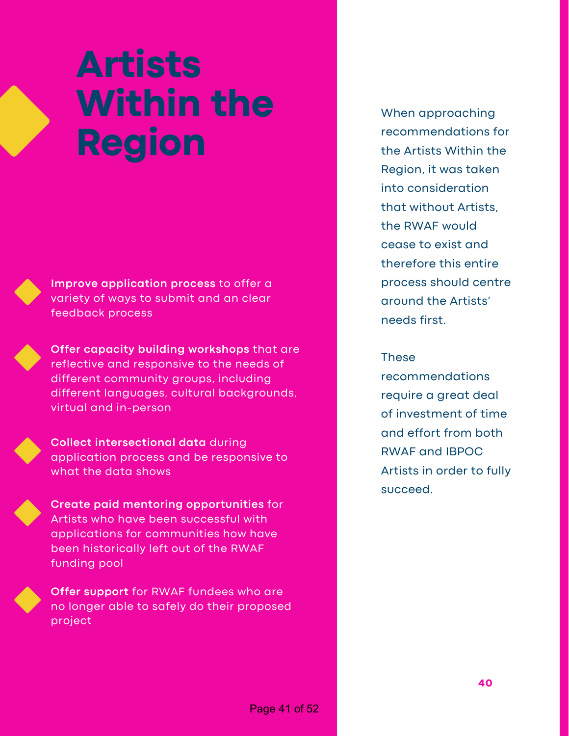# Artists Within the Region

- **Improve application process** to offer a variety of ways to submit and an clear feedback process
- **Offer capacity building workshops** that are reflective and responsive to the needs of different community groups, including different languages, cultural backgrounds, virtual and in-person
- **Collect intersectional data** during application process and be responsive to what the data shows
- **Create paid mentoring opportunities** for Artists who have been successful with applications for communities how have been historically left out of the RWAF funding pool
- **Offer support** for RWAF fundees who are no longer able to safely do their proposed project

When approaching recommendations for the Artists Within the Region, it was taken into consideration that without Artists, the RWAF would cease to exist and therefore this entire process should centre around the Artists' needs first.

These recommendations require a great deal of investment of time and effort from both RWAF and IBPOC Artists in order to fully succeed.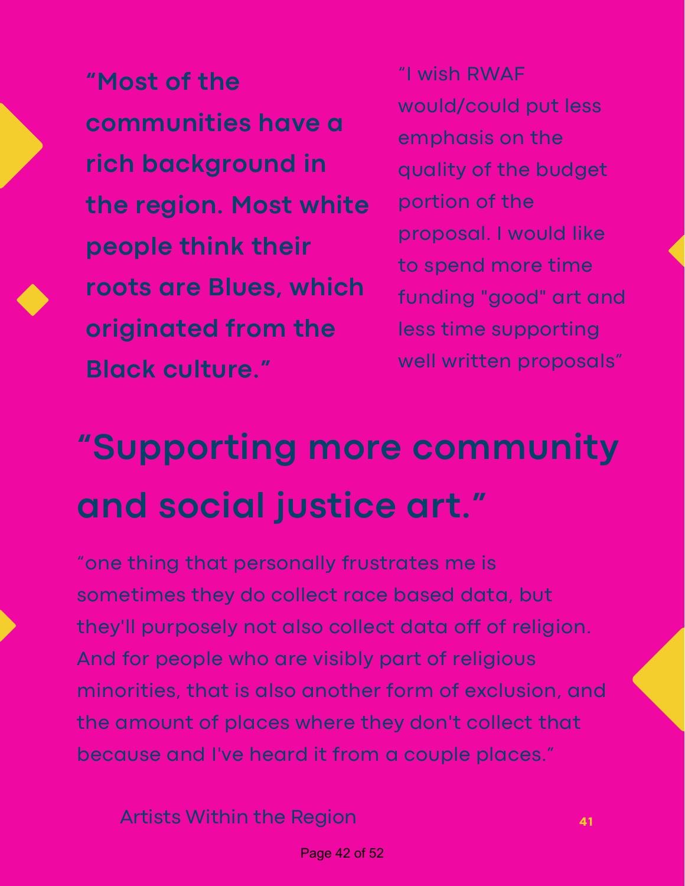**“Most of the communities have a rich background in the region. Most white people think their roots are Blues, which originated from the Black culture.”**

“I wish RWAF would/could put less emphasis on the quality of the budget portion of the proposal. I would like to spend more time funding "good" art and less time supporting well written proposals”

## “Supporting more community and social justice art.”

“one thing that personally frustrates me is sometimes they do collect race based data, but they'll purposely not also collect data off of religion. And for people who are visibly part of religious minorities, that is also another form of exclusion, and the amount of places where they don't collect that because and I've heard it from a couple places.”

Artists Within the Region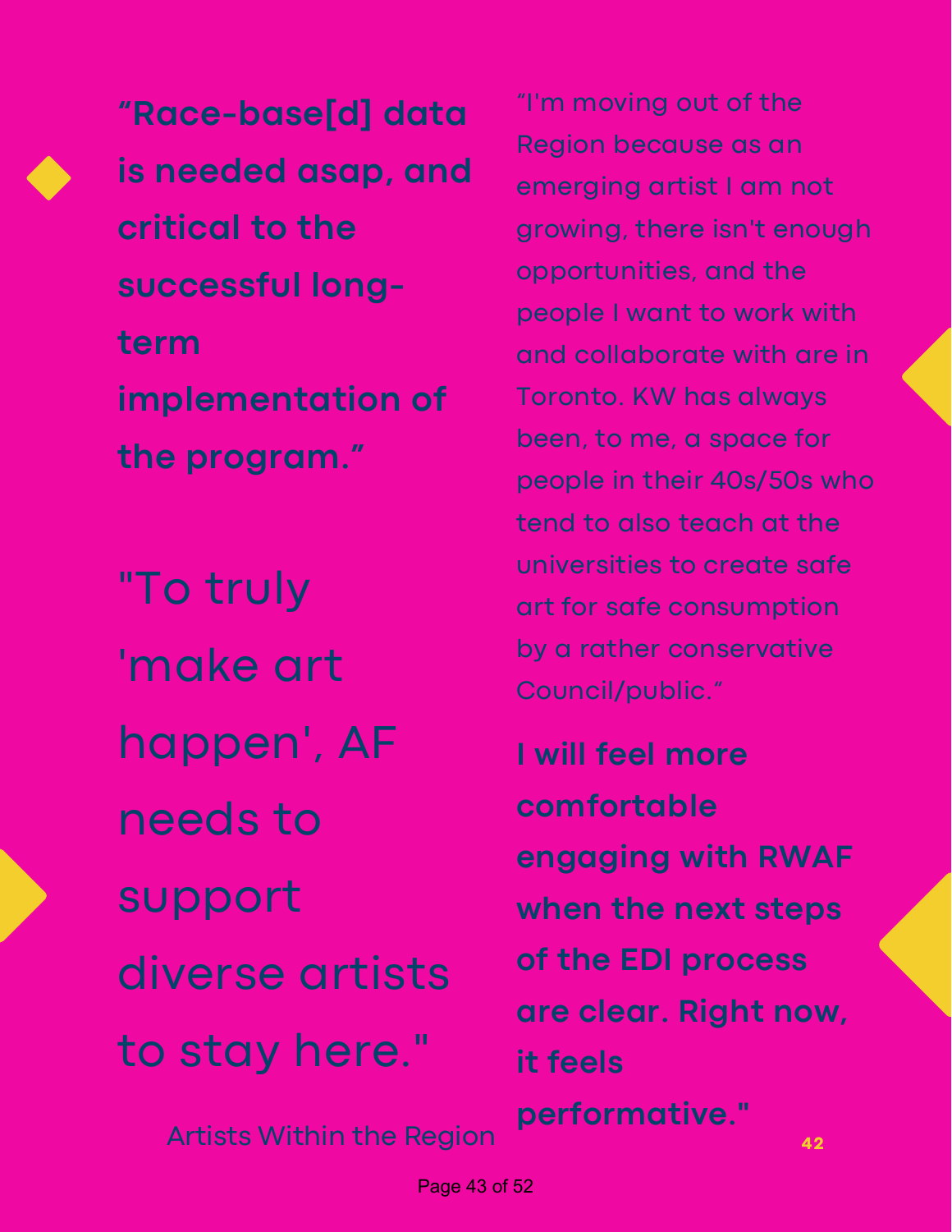**“Race-base[d] data is needed asap, and critical to the successful long-term implementation of the program.”**

"To truly 'make art happen', AF needs to support diverse artists to stay here."

Artists Within the Region

“I'm moving out of the Region because as an emerging artist I am not growing, there isn't enough opportunities, and the people I want to work with and collaborate with are in Toronto. KW has always been, to me, a space for people in their 40s/50s who tend to also teach at the universities to create safe art for safe consumption by a rather conservative Council/public.”

**I will feel more comfortable engaging with RWAF when the next steps of the EDI process are clear. Right now, it feels performative."**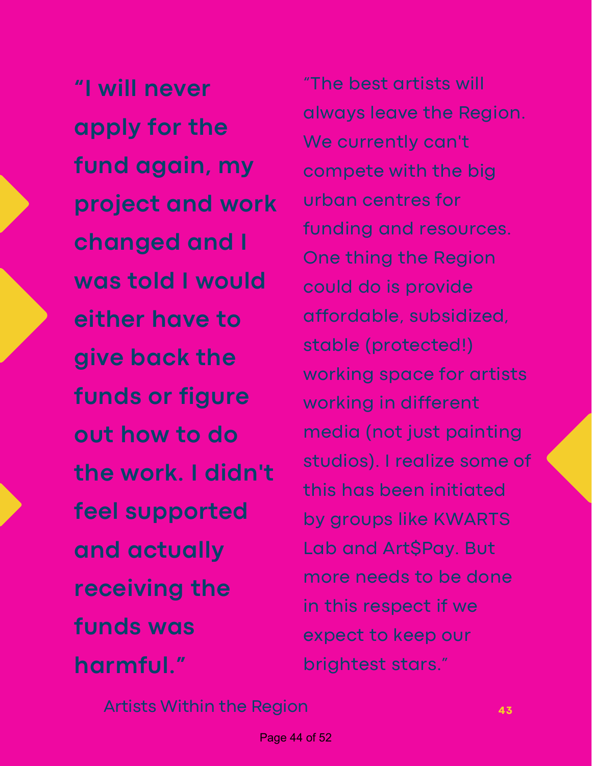**"I will never apply for the fund again, my project and work changed and I was told I would either have to give back the funds or figure out how to do the work. I didn't feel supported and actually receiving the funds was harmful."**

"The best artists will always leave the Region. We currently can't compete with the big urban centres for funding and resources. One thing the Region could do is provide affordable, subsidized, stable (protected!) working space for artists working in different media (not just painting studios). I realize some of this has been initiated by groups like KWARTS Lab and Art$Pay. But more needs to be done in this respect if we expect to keep our brightest stars."

Artists Within the Region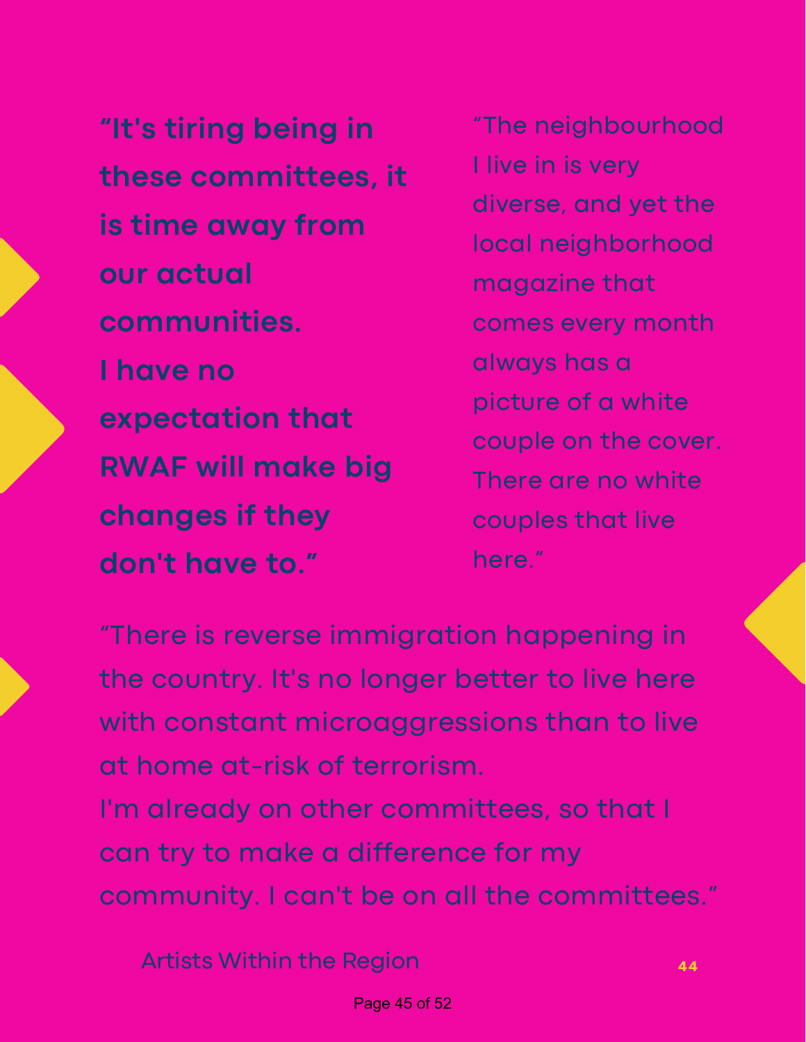**“It's tiring being in these committees, it is time away from our actual communities.
I have no expectation that RWAF will make big changes if they don't have to.”**

“The neighbourhood I live in is very diverse, and yet the local neighborhood magazine that comes every month always has a picture of a white couple on the cover. There are no white couples that live here.”

“There is reverse immigration happening in the country. It's no longer better to live here with constant microaggressions than to live at home at-risk of terrorism.
I'm already on other committees, so that I can try to make a difference for my community. I can't be on all the committees.”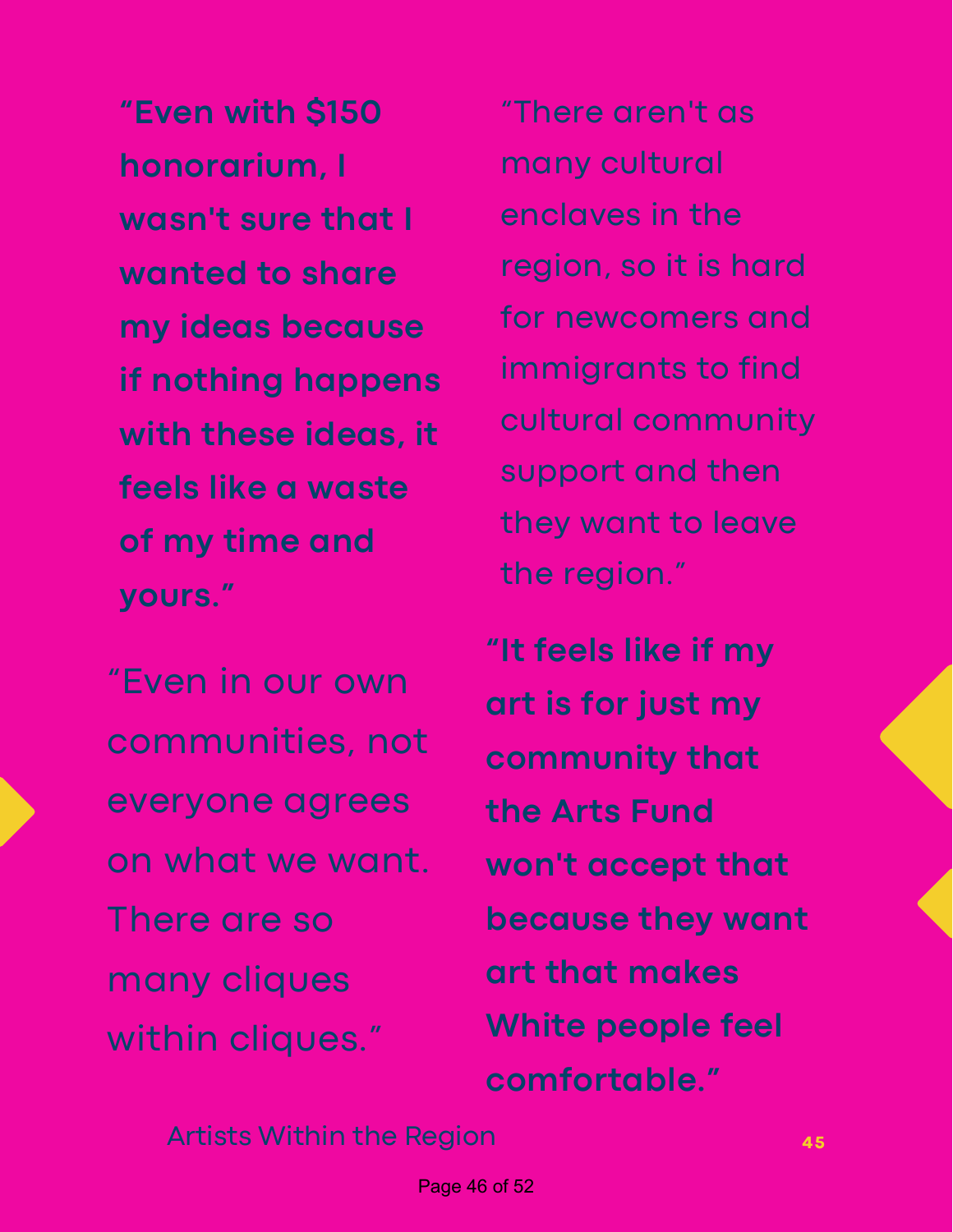**"Even with $150 honorarium, I wasn't sure that I wanted to share my ideas because if nothing happens with these ideas, it feels like a waste of my time and yours."**

"There aren't as many cultural enclaves in the region, so it is hard for newcomers and immigrants to find cultural community support and then they want to leave the region."

"Even in our own communities, not everyone agrees on what we want. There are so many cliques within cliques."

**"It feels like if my art is for just my community that the Arts Fund won't accept that because they want art that makes White people feel comfortable."**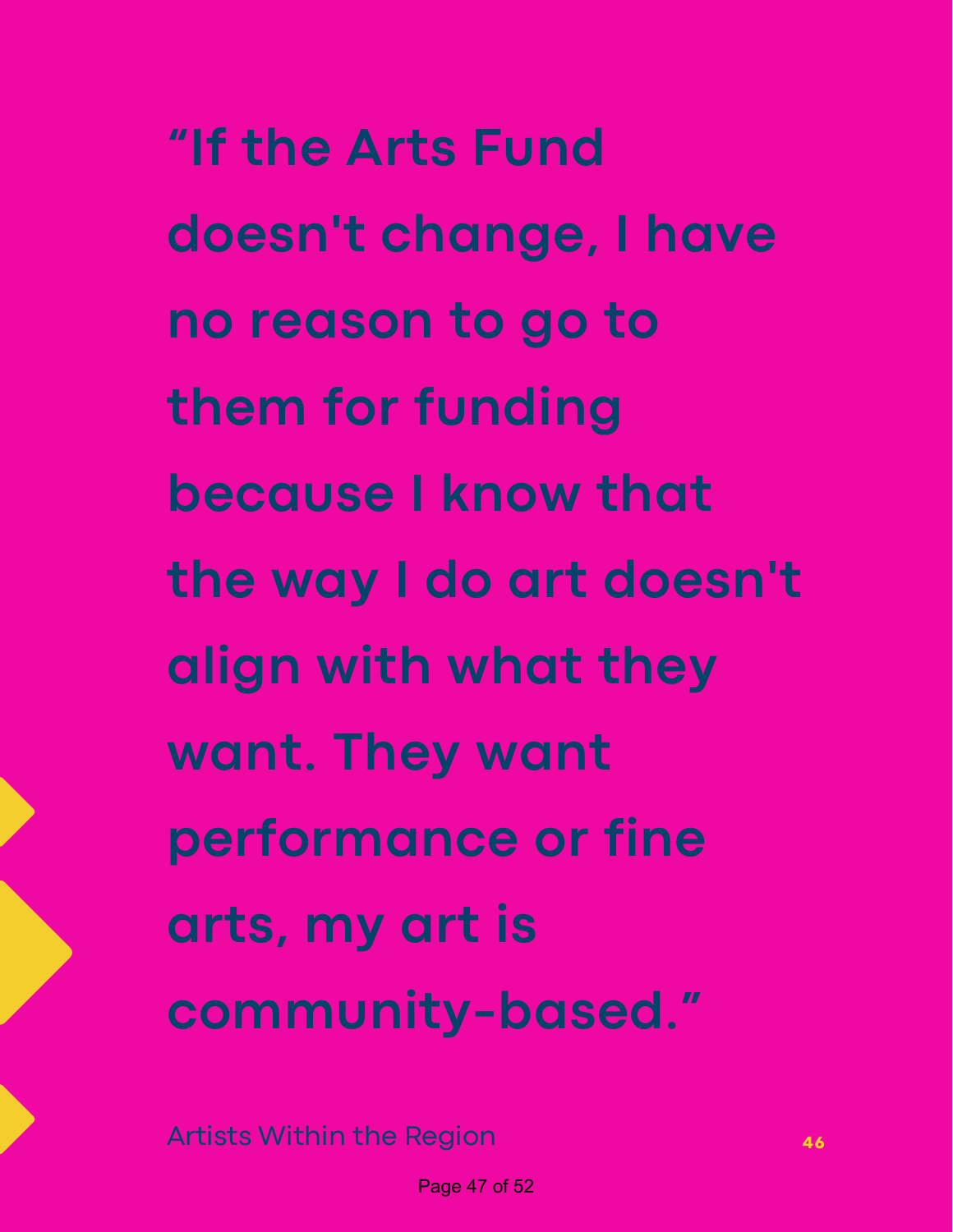**“If the Arts Fund doesn't change, I have no reason to go to them for funding because I know that the way I do art doesn't align with what they want. They want performance or fine arts, my art is community-based.”**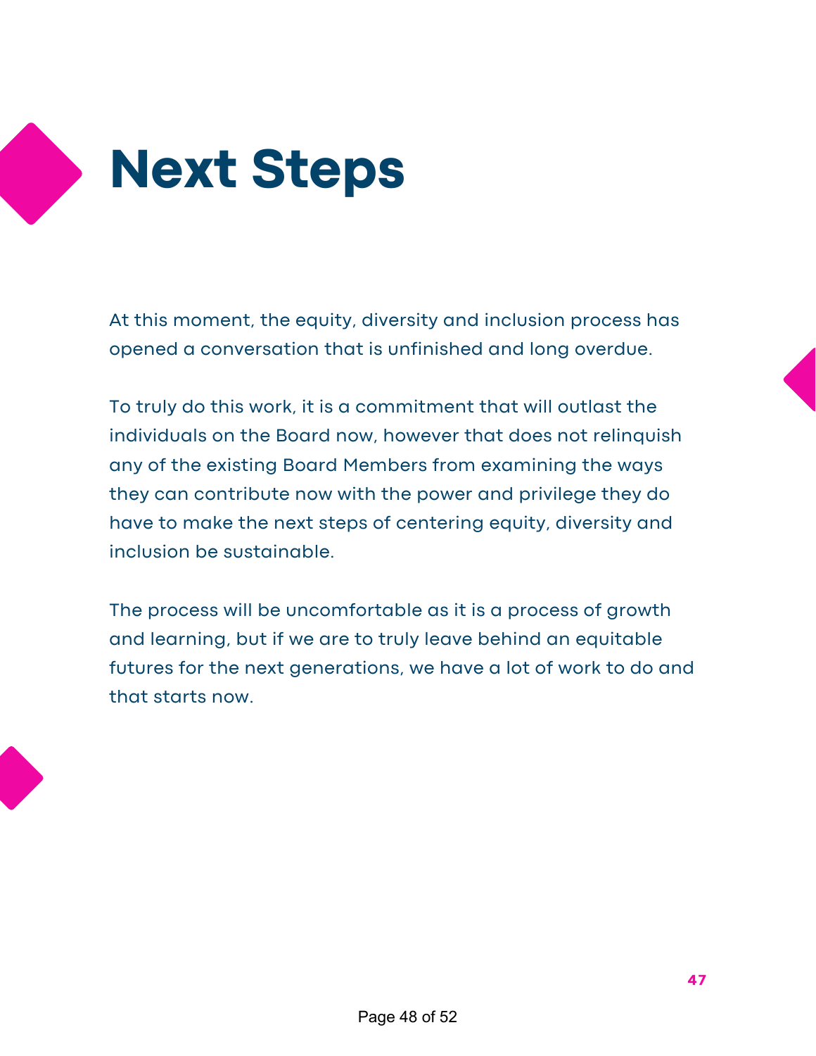# Next Steps

At this moment, the equity, diversity and inclusion process has opened a conversation that is unfinished and long overdue.

To truly do this work, it is a commitment that will outlast the individuals on the Board now, however that does not relinquish any of the existing Board Members from examining the ways they can contribute now with the power and privilege they do have to make the next steps of centering equity, diversity and inclusion be sustainable.

The process will be uncomfortable as it is a process of growth and learning, but if we are to truly leave behind an equitable futures for the next generations, we have a lot of work to do and that starts now.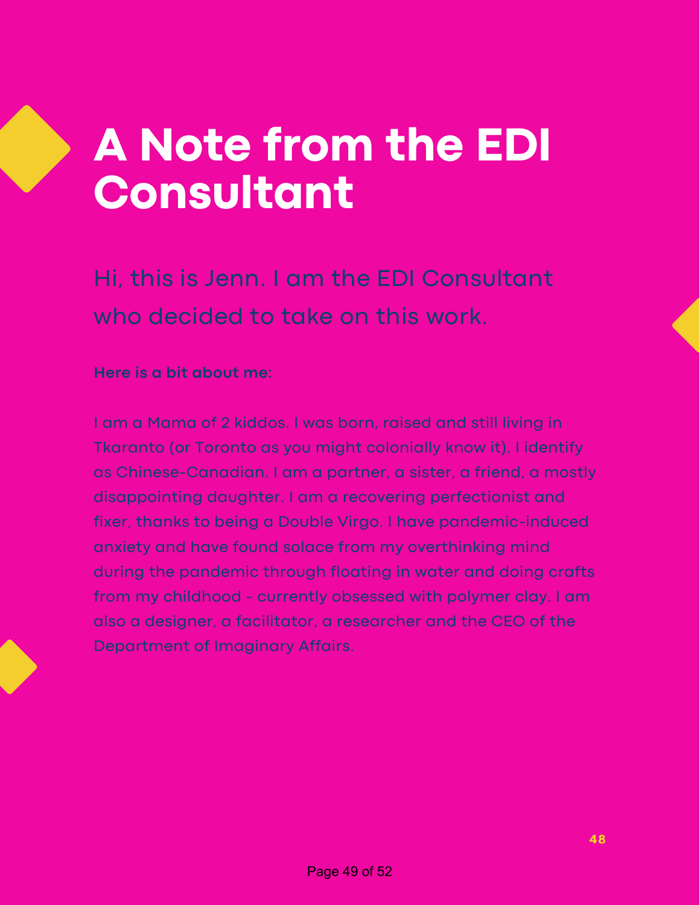# A Note from the EDI Consultant

Hi, this is Jenn. I am the EDI Consultant who decided to take on this work.

**Here is a bit about me:**

I am a Mama of 2 kiddos. I was born, raised and still living in Tkaranto (or Toronto as you might colonially know it). I identify as Chinese-Canadian. I am a partner, a sister, a friend, a mostly disappointing daughter. I am a recovering perfectionist and fixer, thanks to being a Double Virgo. I have pandemic-induced anxiety and have found solace from my overthinking mind during the pandemic through floating in water and doing crafts from my childhood - currently obsessed with polymer clay. I am also a designer, a facilitator, a researcher and the CEO of the Department of Imaginary Affairs.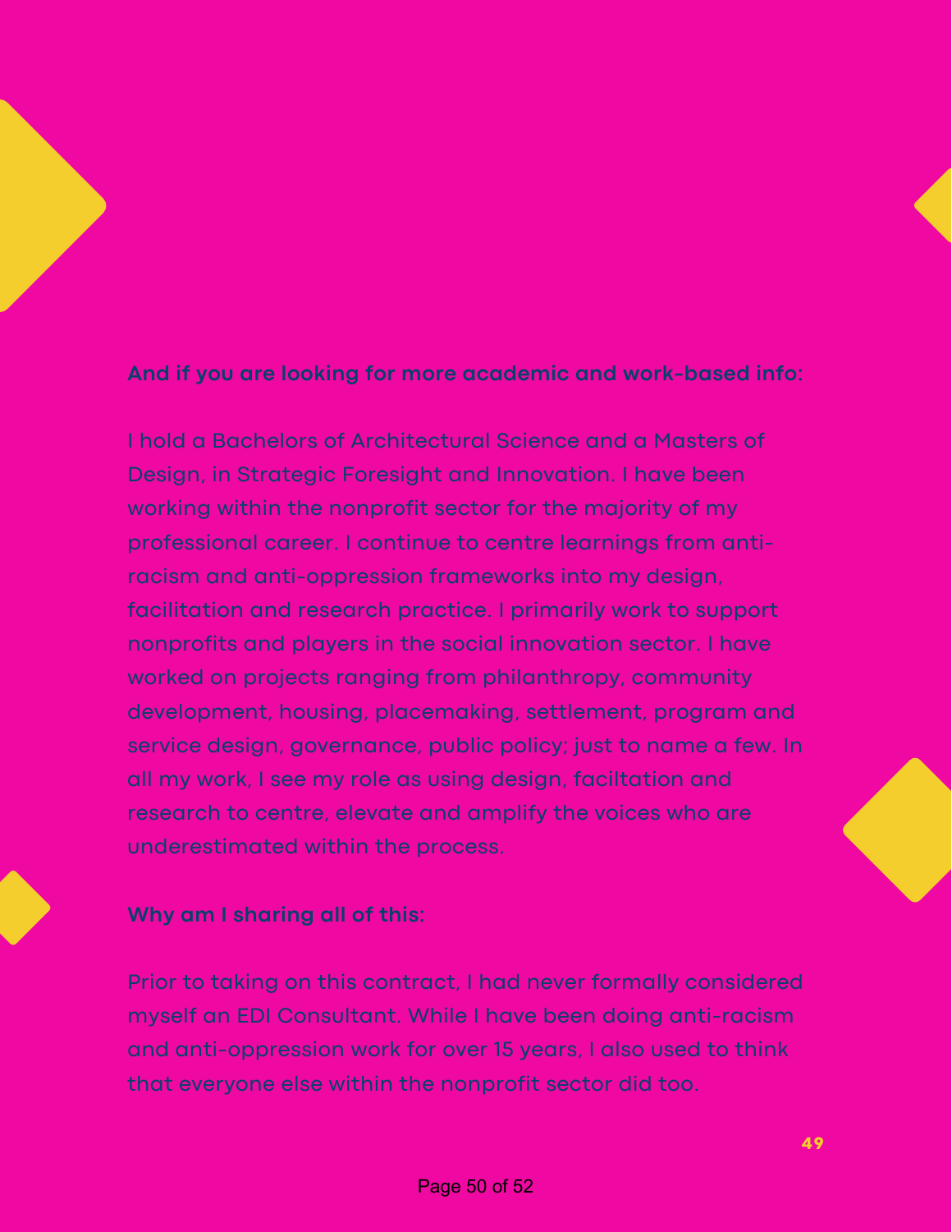**And if you are looking for more academic and work-based info:**

I hold a Bachelors of Architectural Science and a Masters of Design, in Strategic Foresight and Innovation. I have been working within the nonprofit sector for the majority of my professional career. I continue to centre learnings from anti-racism and anti-oppression frameworks into my design, facilitation and research practice. I primarily work to support nonprofits and players in the social innovation sector. I have worked on projects ranging from philanthropy, community development, housing, placemaking, settlement, program and service design, governance, public policy; just to name a few. In all my work, I see my role as using design, faciltation and research to centre, elevate and amplify the voices who are underestimated within the process.

**Why am I sharing all of this:**

Prior to taking on this contract, I had never formally considered myself an EDI Consultant. While I have been doing anti-racism and anti-oppression work for over 15 years, I also used to think that everyone else within the nonprofit sector did too.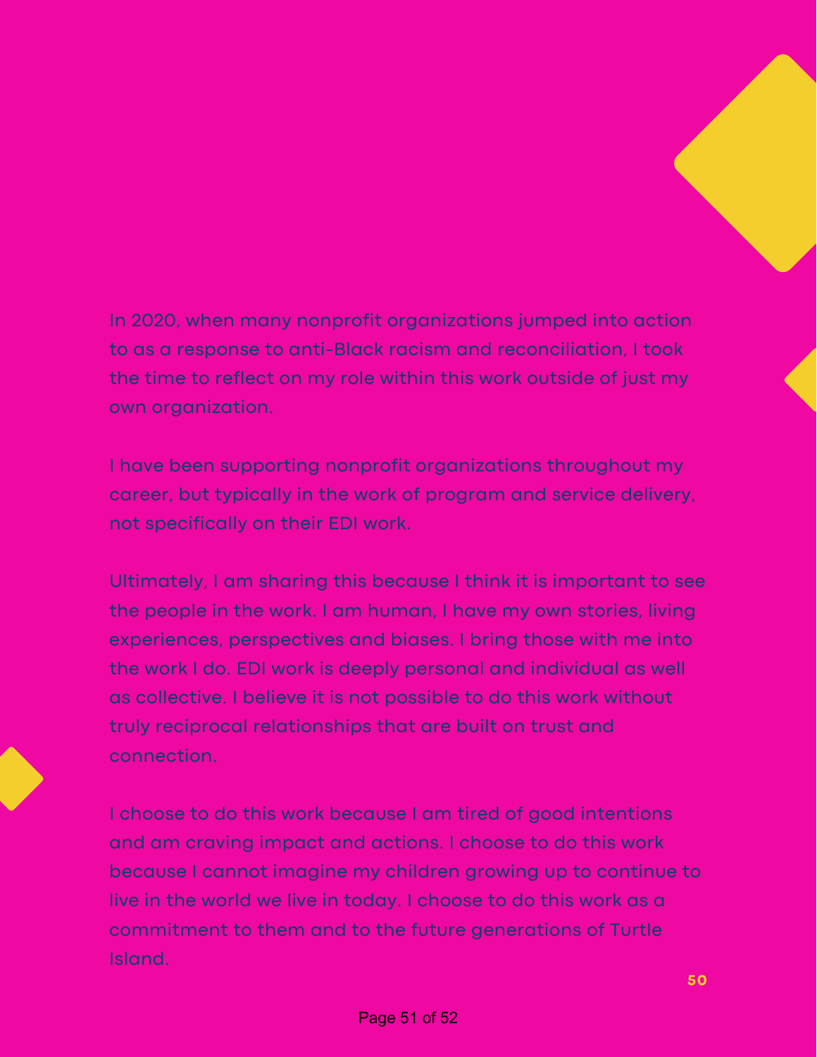In 2020, when many nonprofit organizations jumped into action to as a response to anti-Black racism and reconciliation, I took the time to reflect on my role within this work outside of just my own organization.

I have been supporting nonprofit organizations throughout my career, but typically in the work of program and service delivery, not specifically on their EDI work.

Ultimately, I am sharing this because I think it is important to see the people in the work. I am human, I have my own stories, living experiences, perspectives and biases. I bring those with me into the work I do. EDI work is deeply personal and individual as well as collective. I believe it is not possible to do this work without truly reciprocal relationships that are built on trust and connection.

I choose to do this work because I am tired of good intentions and am craving impact and actions. I choose to do this work because I cannot imagine my children growing up to continue to live in the world we live in today. I choose to do this work as a commitment to them and to the future generations of Turtle Island.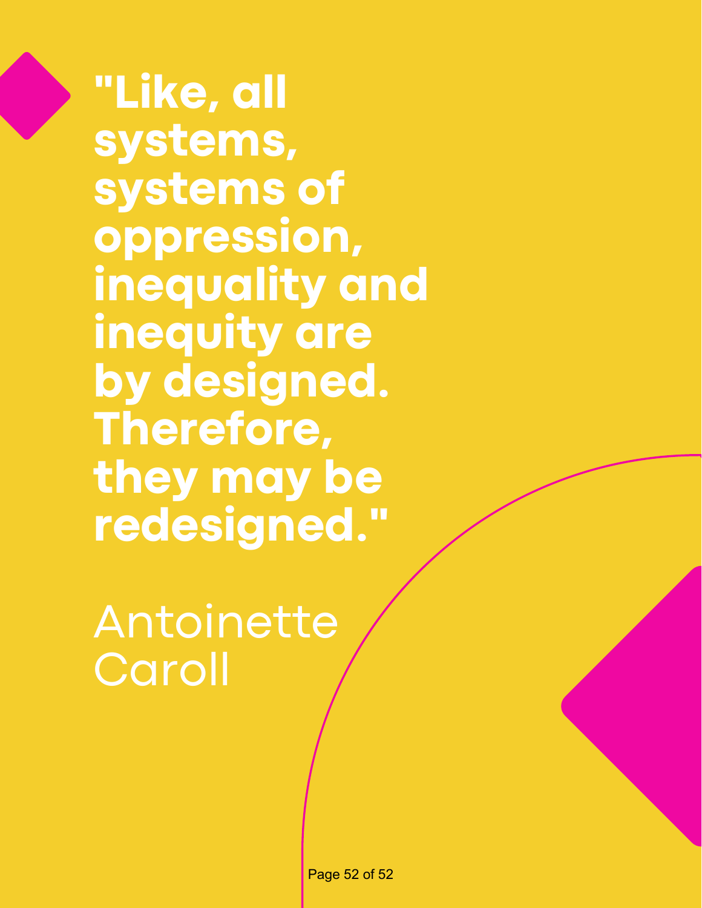**"Like, all systems, systems of oppression, inequality and inequity are by designed. Therefore, they may be redesigned."**

Antoinette Caroll